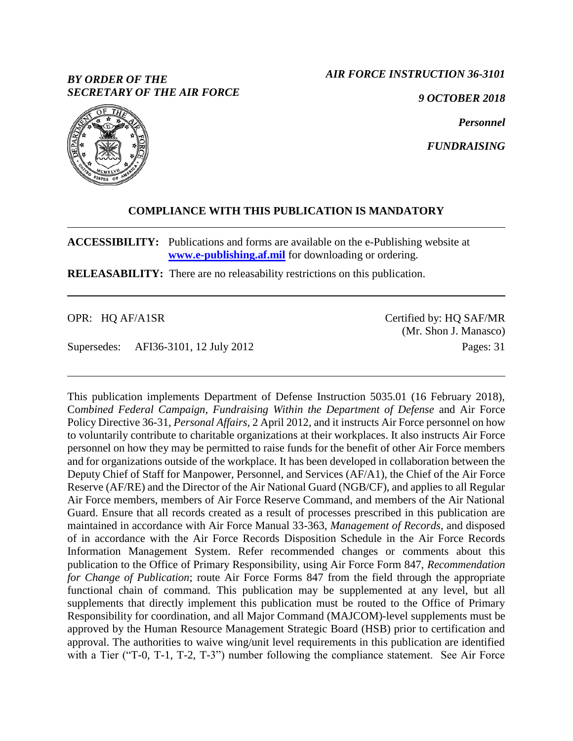*BY ORDER OF THE SECRETARY OF THE AIR FORCE*

*AIR FORCE INSTRUCTION 36-3101*

*9 OCTOBER 2018*

*Personnel*

*FUNDRAISING*

**COMPLIANCE WITH THIS PUBLICATION IS MANDATORY**

**ACCESSIBILITY:** Publications and forms are available on the e-Publishing website at **www.e-publishing.af.mil** for downloading or ordering.

**RELEASABILITY:** There are no releasability restrictions on this publication.

OPR: HQ AF/A1SR

Certified by: HQ SAF/MR (Mr. Shon J. Manasco)

Supersedes: AFI36-3101, 12 July 2012

Pages: 31

This publication implements Department of Defense Instruction 5035.01 (16 February 2018), C*ombined Federal Campaign, Fundraising Within the Department of Defense* and Air Force Policy Directive 36-31, *Personal Affairs,* 2 April 2012, and it instructs Air Force personnel on how to voluntarily contribute to charitable organizations at their workplaces. It also instructs Air Force personnel on how they may be permitted to raise funds for the benefit of other Air Force members and for organizations outside of the workplace. It has been developed in collaboration between the Deputy Chief of Staff for Manpower, Personnel, and Services (AF/A1), the Chief of the Air Force Reserve (AF/RE) and the Director of the Air National Guard (NGB/CF), and applies to all Regular Air Force members, members of Air Force Reserve Command, and members of the Air National Guard. Ensure that all records created as a result of processes prescribed in this publication are maintained in accordance with Air Force Manual 33-363, *Management of Records*, and disposed of in accordance with the Air Force Records Disposition Schedule in the Air Force Records Information Management System. Refer recommended changes or comments about this publication to the Office of Primary Responsibility, using Air Force Form 847, *Recommendation for Change of Publication*; route Air Force Forms 847 from the field through the appropriate functional chain of command. This publication may be supplemented at any level, but all supplements that directly implement this publication must be routed to the Office of Primary Responsibility for coordination, and all Major Command (MAJCOM)-level supplements must be approved by the Human Resource Management Strategic Board (HSB) prior to certification and approval. The authorities to waive wing/unit level requirements in this publication are identified with a Tier ("T-0, T-1, T-2, T-3") number following the compliance statement. See Air Force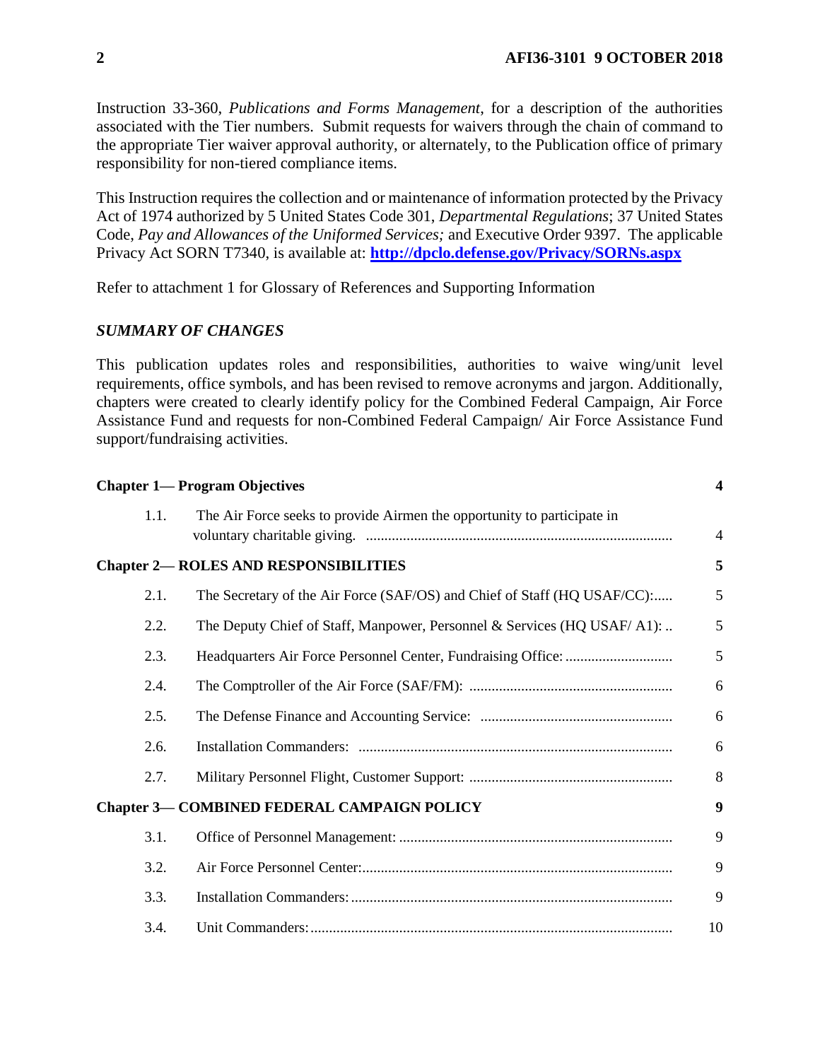Instruction 33-360, *Publications and Forms Management*, for a description of the authorities associated with the Tier numbers. Submit requests for waivers through the chain of command to the appropriate Tier waiver approval authority, or alternately, to the Publication office of primary responsibility for non-tiered compliance items.

This Instruction requires the collection and or maintenance of information protected by the Privacy Act of 1974 authorized by 5 United States Code 301, *Departmental Regulations*; 37 United States Code, *Pay and Allowances of the Uniformed Services;* and Executive Order 9397. The applicable Privacy Act SORN T7340, is available at: **http://dpclo.defense.gov/Privacy/SORNs.aspx**

Refer to attachment 1 for Glossary of References and Supporting Information

## *SUMMARY OF CHANGES*

This publication updates roles and responsibilities, authorities to waive wing/unit level requirements, office symbols, and has been revised to remove acronyms and jargon. Additionally, chapters were created to clearly identify policy for the Combined Federal Campaign, Air Force Assistance Fund and requests for non-Combined Federal Campaign/ Air Force Assistance Fund support/fundraising activities.

| | | |
|---|---|---|
| **Chapter 1— Program Objectives** | | **4** |
| 1.1. | The Air Force seeks to provide Airmen the opportunity to participate in voluntary charitable giving. | 4 |
| **Chapter 2— ROLES AND RESPONSIBILITIES** | | **5** |
| 2.1. | The Secretary of the Air Force (SAF/OS) and Chief of Staff (HQ USAF/CC): | 5 |
| 2.2. | The Deputy Chief of Staff, Manpower, Personnel & Services (HQ USAF/ A1): | 5 |
| 2.3. | Headquarters Air Force Personnel Center, Fundraising Office: | 5 |
| 2.4. | The Comptroller of the Air Force (SAF/FM): | 6 |
| 2.5. | The Defense Finance and Accounting Service: | 6 |
| 2.6. | Installation Commanders: | 6 |
| 2.7. | Military Personnel Flight, Customer Support: | 8 |
| **Chapter 3— COMBINED FEDERAL CAMPAIGN POLICY** | | **9** |
| 3.1. | Office of Personnel Management: | 9 |
| 3.2. | Air Force Personnel Center: | 9 |
| 3.3. | Installation Commanders: | 9 |
| 3.4. | Unit Commanders: | 10 |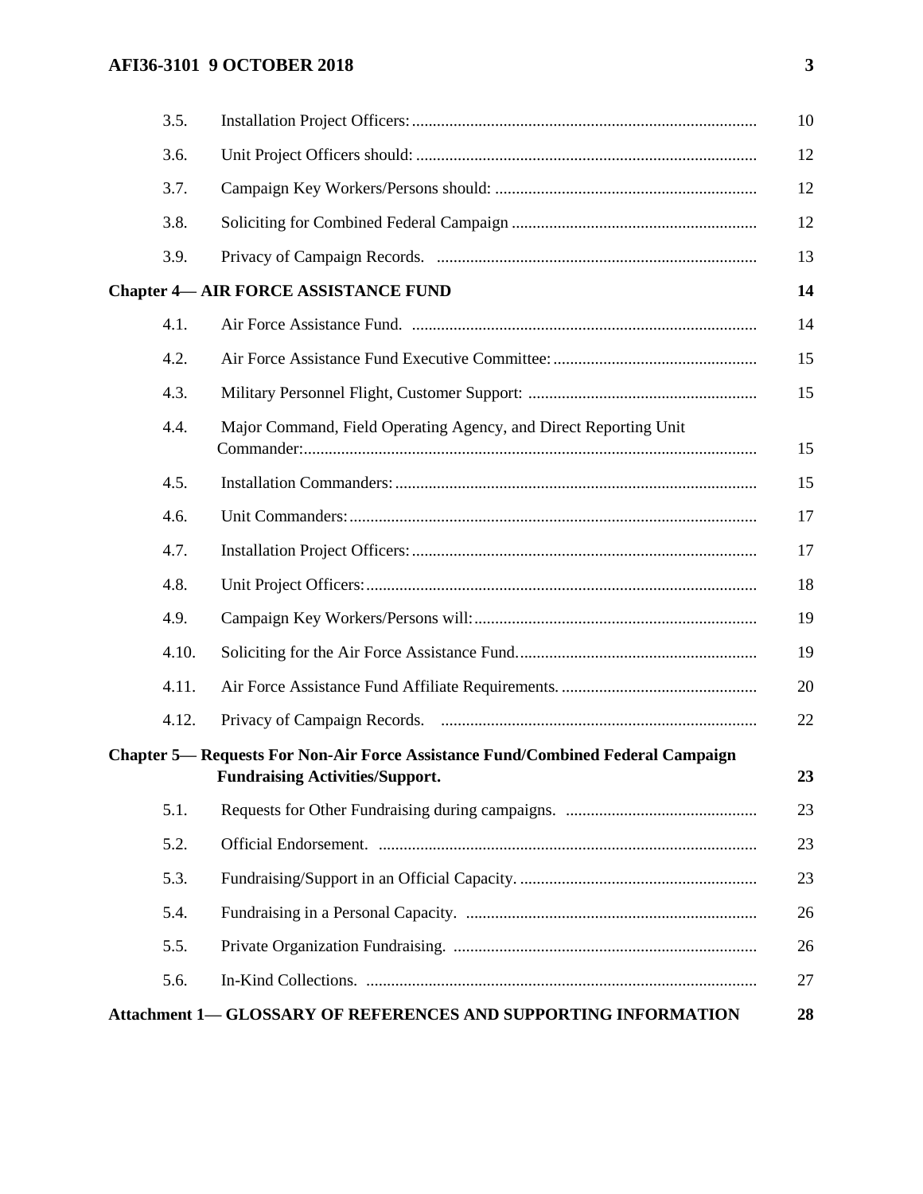| | | |
|---|---|---|
| 3.5. | Installation Project Officers: | 10 |
| 3.6. | Unit Project Officers should: | 12 |
| 3.7. | Campaign Key Workers/Persons should: | 12 |
| 3.8. | Soliciting for Combined Federal Campaign | 12 |
| 3.9. | Privacy of Campaign Records. | 13 |
| **Chapter 4— AIR FORCE ASSISTANCE FUND** | | **14** |
| 4.1. | Air Force Assistance Fund. | 14 |
| 4.2. | Air Force Assistance Fund Executive Committee: | 15 |
| 4.3. | Military Personnel Flight, Customer Support: | 15 |
| 4.4. | Major Command, Field Operating Agency, and Direct Reporting Unit Commander: | 15 |
| 4.5. | Installation Commanders: | 15 |
| 4.6. | Unit Commanders: | 17 |
| 4.7. | Installation Project Officers: | 17 |
| 4.8. | Unit Project Officers: | 18 |
| 4.9. | Campaign Key Workers/Persons will: | 19 |
| 4.10. | Soliciting for the Air Force Assistance Fund. | 19 |
| 4.11. | Air Force Assistance Fund Affiliate Requirements. | 20 |
| 4.12. | Privacy of Campaign Records. | 22 |
| **Chapter 5— Requests For Non-Air Force Assistance Fund/Combined Federal Campaign Fundraising Activities/Support.** | | **23** |
| 5.1. | Requests for Other Fundraising during campaigns. | 23 |
| 5.2. | Official Endorsement. | 23 |
| 5.3. | Fundraising/Support in an Official Capacity. | 23 |
| 5.4. | Fundraising in a Personal Capacity. | 26 |
| 5.5. | Private Organization Fundraising. | 26 |
| 5.6. | In-Kind Collections. | 27 |
| **Attachment 1— GLOSSARY OF REFERENCES AND SUPPORTING INFORMATION** | | **28** |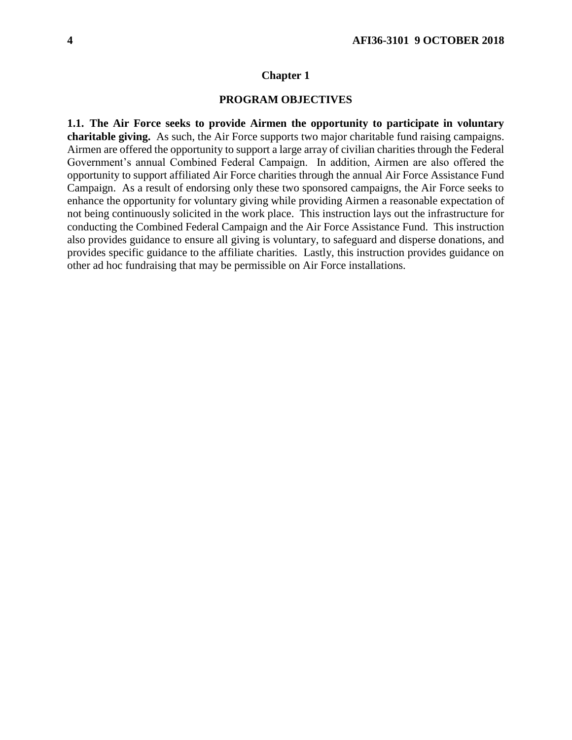# Chapter 1

## PROGRAM OBJECTIVES

**1.1. The Air Force seeks to provide Airmen the opportunity to participate in voluntary charitable giving.** As such, the Air Force supports two major charitable fund raising campaigns. Airmen are offered the opportunity to support a large array of civilian charities through the Federal Government's annual Combined Federal Campaign. In addition, Airmen are also offered the opportunity to support affiliated Air Force charities through the annual Air Force Assistance Fund Campaign. As a result of endorsing only these two sponsored campaigns, the Air Force seeks to enhance the opportunity for voluntary giving while providing Airmen a reasonable expectation of not being continuously solicited in the work place. This instruction lays out the infrastructure for conducting the Combined Federal Campaign and the Air Force Assistance Fund. This instruction also provides guidance to ensure all giving is voluntary, to safeguard and disperse donations, and provides specific guidance to the affiliate charities. Lastly, this instruction provides guidance on other ad hoc fundraising that may be permissible on Air Force installations.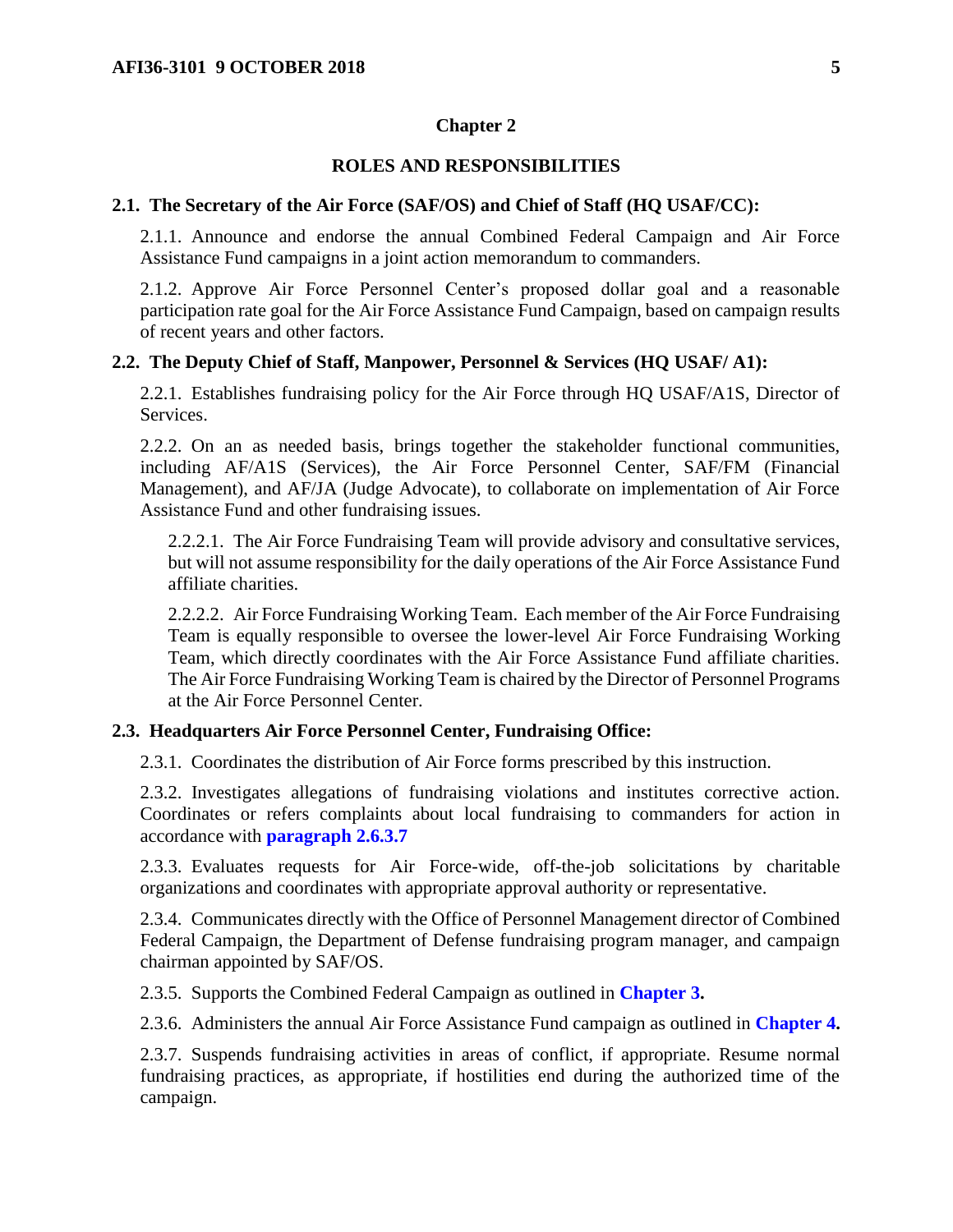# Chapter 2

## ROLES AND RESPONSIBILITIES

**2.1. The Secretary of the Air Force (SAF/OS) and Chief of Staff (HQ USAF/CC):**

2.1.1. Announce and endorse the annual Combined Federal Campaign and Air Force Assistance Fund campaigns in a joint action memorandum to commanders.

2.1.2. Approve Air Force Personnel Center's proposed dollar goal and a reasonable participation rate goal for the Air Force Assistance Fund Campaign, based on campaign results of recent years and other factors.

**2.2. The Deputy Chief of Staff, Manpower, Personnel & Services (HQ USAF/ A1):**

2.2.1. Establishes fundraising policy for the Air Force through HQ USAF/A1S, Director of Services.

2.2.2. On an as needed basis, brings together the stakeholder functional communities, including AF/A1S (Services), the Air Force Personnel Center, SAF/FM (Financial Management), and AF/JA (Judge Advocate), to collaborate on implementation of Air Force Assistance Fund and other fundraising issues.

2.2.2.1. The Air Force Fundraising Team will provide advisory and consultative services, but will not assume responsibility for the daily operations of the Air Force Assistance Fund affiliate charities.

2.2.2.2. Air Force Fundraising Working Team. Each member of the Air Force Fundraising Team is equally responsible to oversee the lower-level Air Force Fundraising Working Team, which directly coordinates with the Air Force Assistance Fund affiliate charities. The Air Force Fundraising Working Team is chaired by the Director of Personnel Programs at the Air Force Personnel Center.

**2.3. Headquarters Air Force Personnel Center, Fundraising Office:**

2.3.1. Coordinates the distribution of Air Force forms prescribed by this instruction.

2.3.2. Investigates allegations of fundraising violations and institutes corrective action. Coordinates or refers complaints about local fundraising to commanders for action in accordance with **paragraph 2.6.3.7**

2.3.3. Evaluates requests for Air Force-wide, off-the-job solicitations by charitable organizations and coordinates with appropriate approval authority or representative.

2.3.4. Communicates directly with the Office of Personnel Management director of Combined Federal Campaign, the Department of Defense fundraising program manager, and campaign chairman appointed by SAF/OS.

2.3.5. Supports the Combined Federal Campaign as outlined in **Chapter 3.**

2.3.6. Administers the annual Air Force Assistance Fund campaign as outlined in **Chapter 4.**

2.3.7. Suspends fundraising activities in areas of conflict, if appropriate. Resume normal fundraising practices, as appropriate, if hostilities end during the authorized time of the campaign.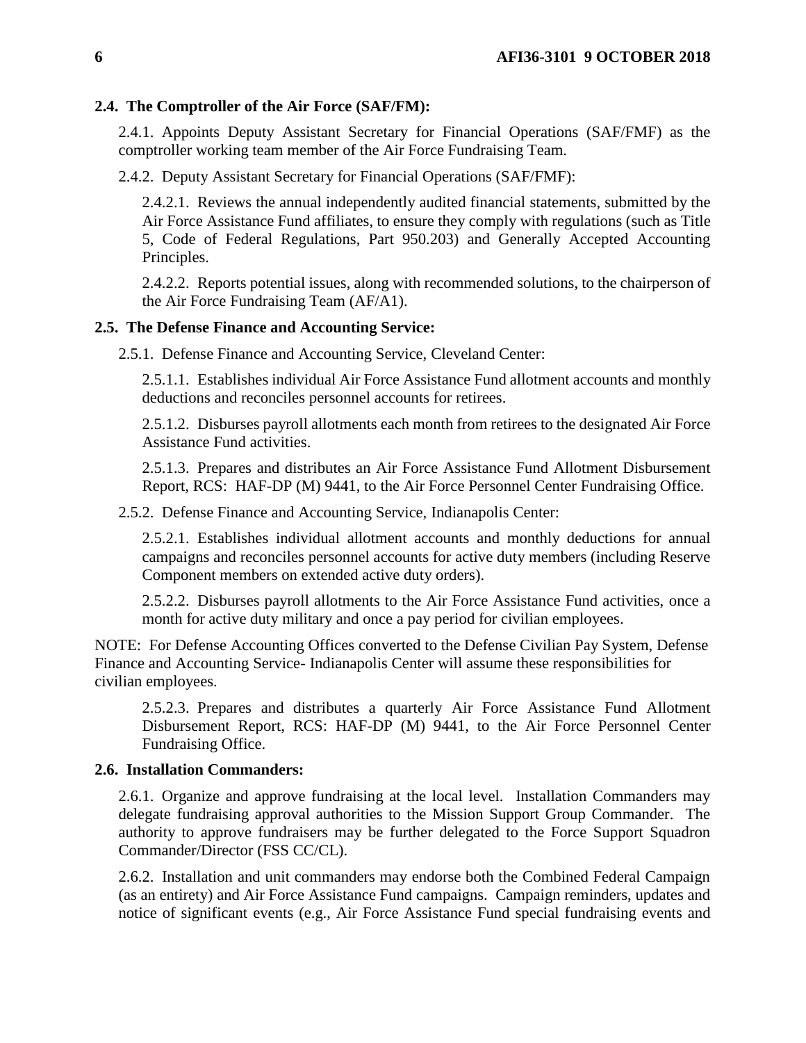**2.4. The Comptroller of the Air Force (SAF/FM):**

2.4.1. Appoints Deputy Assistant Secretary for Financial Operations (SAF/FMF) as the comptroller working team member of the Air Force Fundraising Team.

2.4.2. Deputy Assistant Secretary for Financial Operations (SAF/FMF):

2.4.2.1. Reviews the annual independently audited financial statements, submitted by the Air Force Assistance Fund affiliates, to ensure they comply with regulations (such as Title 5, Code of Federal Regulations, Part 950.203) and Generally Accepted Accounting Principles.

2.4.2.2. Reports potential issues, along with recommended solutions, to the chairperson of the Air Force Fundraising Team (AF/A1).

**2.5. The Defense Finance and Accounting Service:**

2.5.1. Defense Finance and Accounting Service, Cleveland Center:

2.5.1.1. Establishes individual Air Force Assistance Fund allotment accounts and monthly deductions and reconciles personnel accounts for retirees.

2.5.1.2. Disburses payroll allotments each month from retirees to the designated Air Force Assistance Fund activities.

2.5.1.3. Prepares and distributes an Air Force Assistance Fund Allotment Disbursement Report, RCS: HAF-DP (M) 9441, to the Air Force Personnel Center Fundraising Office.

2.5.2. Defense Finance and Accounting Service, Indianapolis Center:

2.5.2.1. Establishes individual allotment accounts and monthly deductions for annual campaigns and reconciles personnel accounts for active duty members (including Reserve Component members on extended active duty orders).

2.5.2.2. Disburses payroll allotments to the Air Force Assistance Fund activities, once a month for active duty military and once a pay period for civilian employees.

NOTE: For Defense Accounting Offices converted to the Defense Civilian Pay System, Defense Finance and Accounting Service- Indianapolis Center will assume these responsibilities for civilian employees.

2.5.2.3. Prepares and distributes a quarterly Air Force Assistance Fund Allotment Disbursement Report, RCS: HAF-DP (M) 9441, to the Air Force Personnel Center Fundraising Office.

**2.6. Installation Commanders:**

2.6.1. Organize and approve fundraising at the local level. Installation Commanders may delegate fundraising approval authorities to the Mission Support Group Commander. The authority to approve fundraisers may be further delegated to the Force Support Squadron Commander/Director (FSS CC/CL).

2.6.2. Installation and unit commanders may endorse both the Combined Federal Campaign (as an entirety) and Air Force Assistance Fund campaigns. Campaign reminders, updates and notice of significant events (e.g., Air Force Assistance Fund special fundraising events and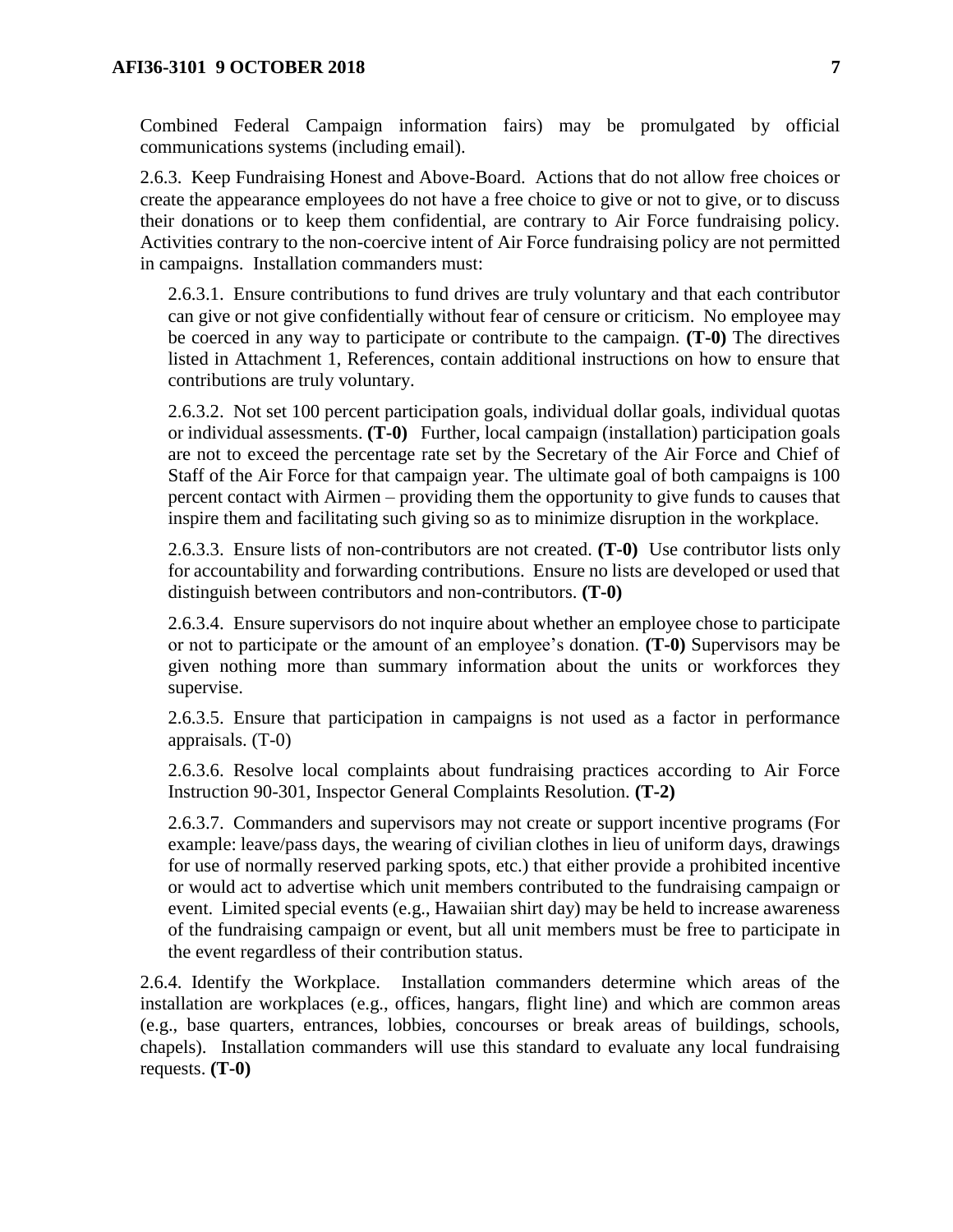Combined Federal Campaign information fairs) may be promulgated by official communications systems (including email).

2.6.3. Keep Fundraising Honest and Above-Board. Actions that do not allow free choices or create the appearance employees do not have a free choice to give or not to give, or to discuss their donations or to keep them confidential, are contrary to Air Force fundraising policy. Activities contrary to the non-coercive intent of Air Force fundraising policy are not permitted in campaigns. Installation commanders must:

2.6.3.1. Ensure contributions to fund drives are truly voluntary and that each contributor can give or not give confidentially without fear of censure or criticism. No employee may be coerced in any way to participate or contribute to the campaign. **(T-0)** The directives listed in Attachment 1, References, contain additional instructions on how to ensure that contributions are truly voluntary.

2.6.3.2. Not set 100 percent participation goals, individual dollar goals, individual quotas or individual assessments. **(T-0)** Further, local campaign (installation) participation goals are not to exceed the percentage rate set by the Secretary of the Air Force and Chief of Staff of the Air Force for that campaign year. The ultimate goal of both campaigns is 100 percent contact with Airmen – providing them the opportunity to give funds to causes that inspire them and facilitating such giving so as to minimize disruption in the workplace.

2.6.3.3. Ensure lists of non-contributors are not created. **(T-0)** Use contributor lists only for accountability and forwarding contributions. Ensure no lists are developed or used that distinguish between contributors and non-contributors. **(T-0)**

2.6.3.4. Ensure supervisors do not inquire about whether an employee chose to participate or not to participate or the amount of an employee's donation. **(T-0)** Supervisors may be given nothing more than summary information about the units or workforces they supervise.

2.6.3.5. Ensure that participation in campaigns is not used as a factor in performance appraisals. (T-0)

2.6.3.6. Resolve local complaints about fundraising practices according to Air Force Instruction 90-301, Inspector General Complaints Resolution. **(T-2)**

2.6.3.7. Commanders and supervisors may not create or support incentive programs (For example: leave/pass days, the wearing of civilian clothes in lieu of uniform days, drawings for use of normally reserved parking spots, etc.) that either provide a prohibited incentive or would act to advertise which unit members contributed to the fundraising campaign or event. Limited special events (e.g., Hawaiian shirt day) may be held to increase awareness of the fundraising campaign or event, but all unit members must be free to participate in the event regardless of their contribution status.

2.6.4. Identify the Workplace. Installation commanders determine which areas of the installation are workplaces (e.g., offices, hangars, flight line) and which are common areas (e.g., base quarters, entrances, lobbies, concourses or break areas of buildings, schools, chapels). Installation commanders will use this standard to evaluate any local fundraising requests. **(T-0)**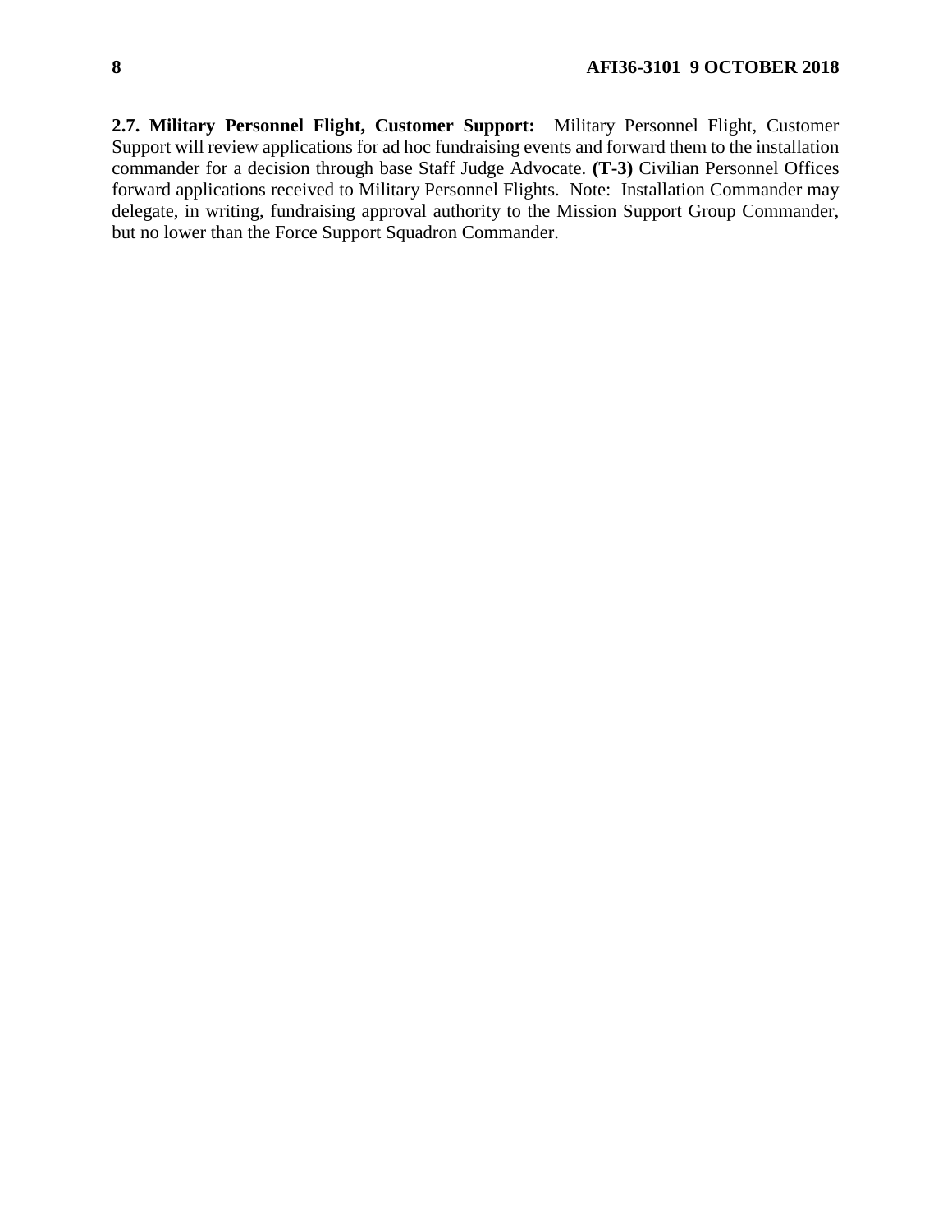**2.7. Military Personnel Flight, Customer Support:** Military Personnel Flight, Customer Support will review applications for ad hoc fundraising events and forward them to the installation commander for a decision through base Staff Judge Advocate. **(T-3)** Civilian Personnel Offices forward applications received to Military Personnel Flights. Note: Installation Commander may delegate, in writing, fundraising approval authority to the Mission Support Group Commander, but no lower than the Force Support Squadron Commander.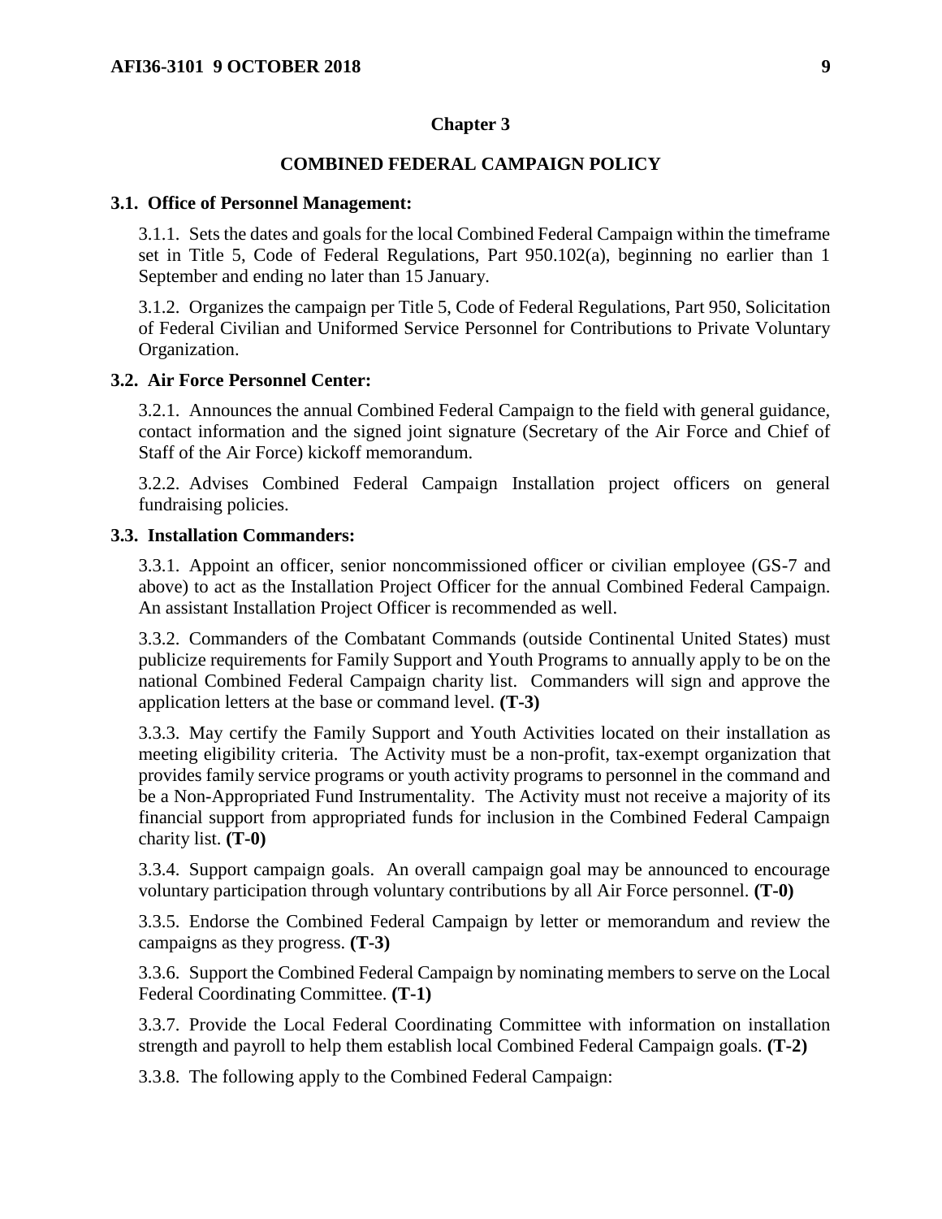## Chapter 3

## COMBINED FEDERAL CAMPAIGN POLICY

**3.1. Office of Personnel Management:**

3.1.1. Sets the dates and goals for the local Combined Federal Campaign within the timeframe set in Title 5, Code of Federal Regulations, Part 950.102(a), beginning no earlier than 1 September and ending no later than 15 January.

3.1.2. Organizes the campaign per Title 5, Code of Federal Regulations, Part 950, Solicitation of Federal Civilian and Uniformed Service Personnel for Contributions to Private Voluntary Organization.

**3.2. Air Force Personnel Center:**

3.2.1. Announces the annual Combined Federal Campaign to the field with general guidance, contact information and the signed joint signature (Secretary of the Air Force and Chief of Staff of the Air Force) kickoff memorandum.

3.2.2. Advises Combined Federal Campaign Installation project officers on general fundraising policies.

**3.3. Installation Commanders:**

3.3.1. Appoint an officer, senior noncommissioned officer or civilian employee (GS-7 and above) to act as the Installation Project Officer for the annual Combined Federal Campaign. An assistant Installation Project Officer is recommended as well.

3.3.2. Commanders of the Combatant Commands (outside Continental United States) must publicize requirements for Family Support and Youth Programs to annually apply to be on the national Combined Federal Campaign charity list. Commanders will sign and approve the application letters at the base or command level. **(T-3)**

3.3.3. May certify the Family Support and Youth Activities located on their installation as meeting eligibility criteria. The Activity must be a non-profit, tax-exempt organization that provides family service programs or youth activity programs to personnel in the command and be a Non-Appropriated Fund Instrumentality. The Activity must not receive a majority of its financial support from appropriated funds for inclusion in the Combined Federal Campaign charity list. **(T-0)**

3.3.4. Support campaign goals. An overall campaign goal may be announced to encourage voluntary participation through voluntary contributions by all Air Force personnel. **(T-0)**

3.3.5. Endorse the Combined Federal Campaign by letter or memorandum and review the campaigns as they progress. **(T-3)**

3.3.6. Support the Combined Federal Campaign by nominating members to serve on the Local Federal Coordinating Committee. **(T-1)**

3.3.7. Provide the Local Federal Coordinating Committee with information on installation strength and payroll to help them establish local Combined Federal Campaign goals. **(T-2)**

3.3.8. The following apply to the Combined Federal Campaign: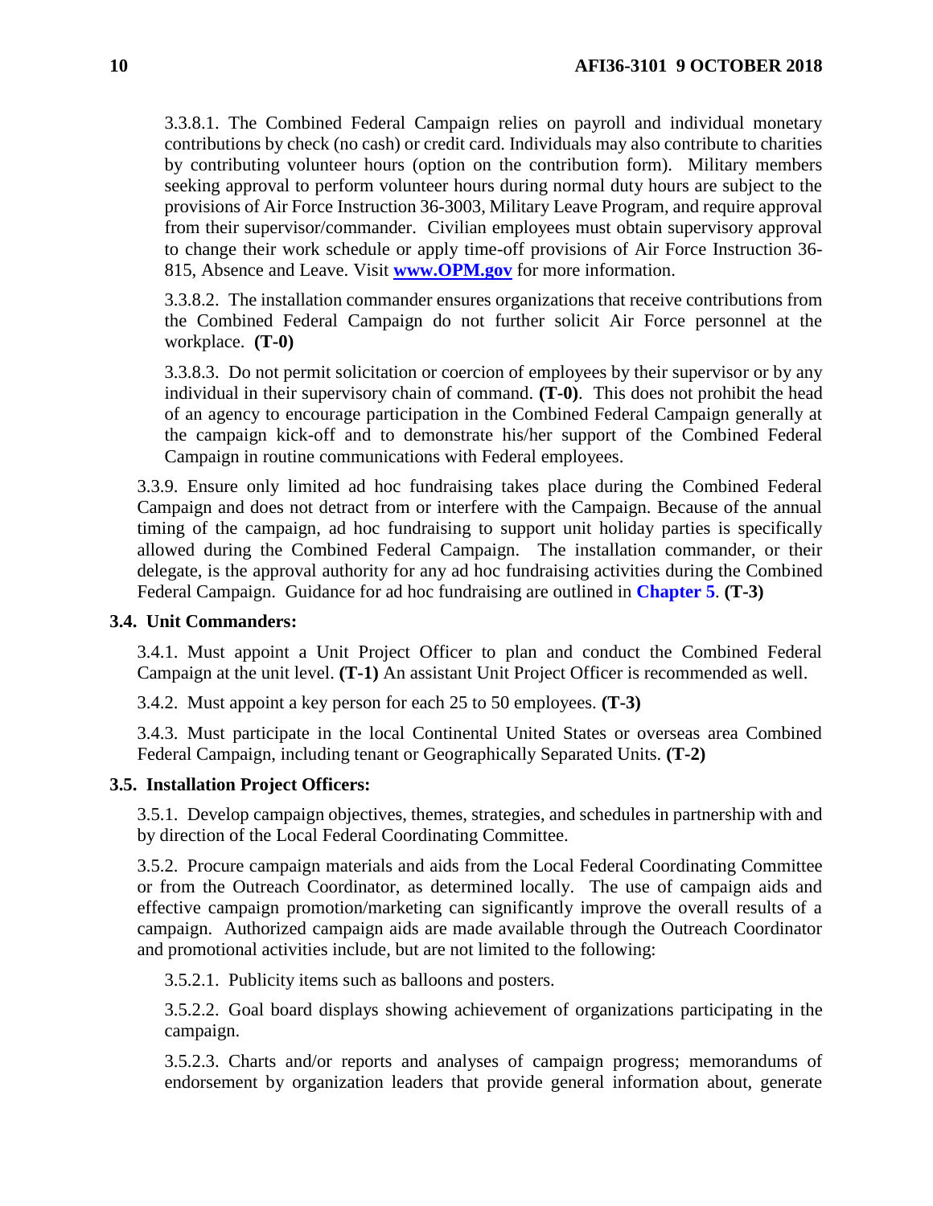3.3.8.1. The Combined Federal Campaign relies on payroll and individual monetary contributions by check (no cash) or credit card. Individuals may also contribute to charities by contributing volunteer hours (option on the contribution form). Military members seeking approval to perform volunteer hours during normal duty hours are subject to the provisions of Air Force Instruction 36-3003, Military Leave Program, and require approval from their supervisor/commander. Civilian employees must obtain supervisory approval to change their work schedule or apply time-off provisions of Air Force Instruction 36-815, Absence and Leave. Visit **www.OPM.gov** for more information.

3.3.8.2. The installation commander ensures organizations that receive contributions from the Combined Federal Campaign do not further solicit Air Force personnel at the workplace. **(T-0)**

3.3.8.3. Do not permit solicitation or coercion of employees by their supervisor or by any individual in their supervisory chain of command. **(T-0)**. This does not prohibit the head of an agency to encourage participation in the Combined Federal Campaign generally at the campaign kick-off and to demonstrate his/her support of the Combined Federal Campaign in routine communications with Federal employees.

3.3.9. Ensure only limited ad hoc fundraising takes place during the Combined Federal Campaign and does not detract from or interfere with the Campaign. Because of the annual timing of the campaign, ad hoc fundraising to support unit holiday parties is specifically allowed during the Combined Federal Campaign. The installation commander, or their delegate, is the approval authority for any ad hoc fundraising activities during the Combined Federal Campaign. Guidance for ad hoc fundraising are outlined in **Chapter 5**. **(T-3)**

### 3.4. Unit Commanders:

3.4.1. Must appoint a Unit Project Officer to plan and conduct the Combined Federal Campaign at the unit level. **(T-1)** An assistant Unit Project Officer is recommended as well.

3.4.2. Must appoint a key person for each 25 to 50 employees. **(T-3)**

3.4.3. Must participate in the local Continental United States or overseas area Combined Federal Campaign, including tenant or Geographically Separated Units. **(T-2)**

### 3.5. Installation Project Officers:

3.5.1. Develop campaign objectives, themes, strategies, and schedules in partnership with and by direction of the Local Federal Coordinating Committee.

3.5.2. Procure campaign materials and aids from the Local Federal Coordinating Committee or from the Outreach Coordinator, as determined locally. The use of campaign aids and effective campaign promotion/marketing can significantly improve the overall results of a campaign. Authorized campaign aids are made available through the Outreach Coordinator and promotional activities include, but are not limited to the following:

3.5.2.1. Publicity items such as balloons and posters.

3.5.2.2. Goal board displays showing achievement of organizations participating in the campaign.

3.5.2.3. Charts and/or reports and analyses of campaign progress; memorandums of endorsement by organization leaders that provide general information about, generate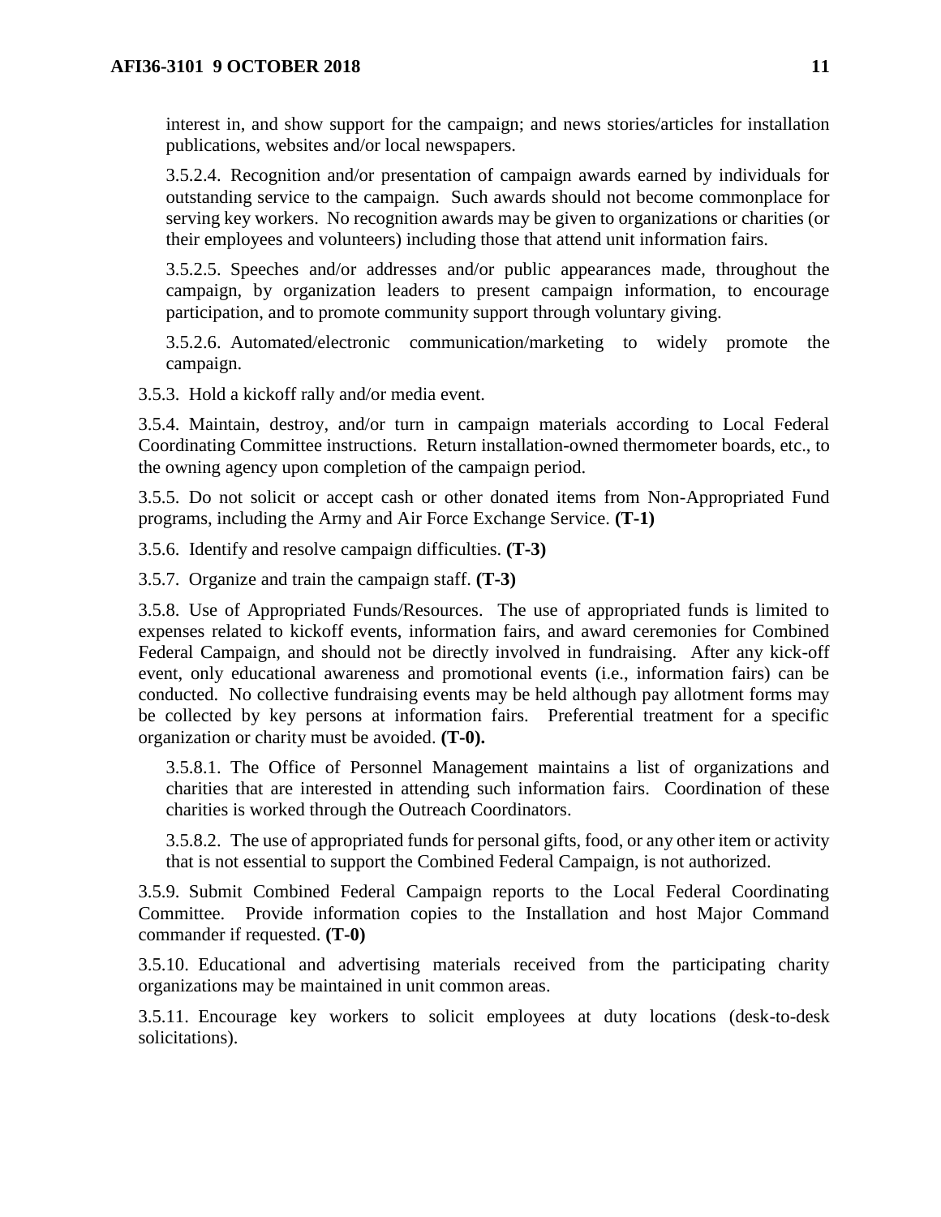interest in, and show support for the campaign; and news stories/articles for installation publications, websites and/or local newspapers.

3.5.2.4. Recognition and/or presentation of campaign awards earned by individuals for outstanding service to the campaign. Such awards should not become commonplace for serving key workers. No recognition awards may be given to organizations or charities (or their employees and volunteers) including those that attend unit information fairs.

3.5.2.5. Speeches and/or addresses and/or public appearances made, throughout the campaign, by organization leaders to present campaign information, to encourage participation, and to promote community support through voluntary giving.

3.5.2.6. Automated/electronic communication/marketing to widely promote the campaign.

3.5.3. Hold a kickoff rally and/or media event.

3.5.4. Maintain, destroy, and/or turn in campaign materials according to Local Federal Coordinating Committee instructions. Return installation-owned thermometer boards, etc., to the owning agency upon completion of the campaign period.

3.5.5. Do not solicit or accept cash or other donated items from Non-Appropriated Fund programs, including the Army and Air Force Exchange Service. **(T-1)**

3.5.6. Identify and resolve campaign difficulties. **(T-3)**

3.5.7. Organize and train the campaign staff. **(T-3)**

3.5.8. Use of Appropriated Funds/Resources. The use of appropriated funds is limited to expenses related to kickoff events, information fairs, and award ceremonies for Combined Federal Campaign, and should not be directly involved in fundraising. After any kick-off event, only educational awareness and promotional events (i.e., information fairs) can be conducted. No collective fundraising events may be held although pay allotment forms may be collected by key persons at information fairs. Preferential treatment for a specific organization or charity must be avoided. **(T-0).**

3.5.8.1. The Office of Personnel Management maintains a list of organizations and charities that are interested in attending such information fairs. Coordination of these charities is worked through the Outreach Coordinators.

3.5.8.2. The use of appropriated funds for personal gifts, food, or any other item or activity that is not essential to support the Combined Federal Campaign, is not authorized.

3.5.9. Submit Combined Federal Campaign reports to the Local Federal Coordinating Committee. Provide information copies to the Installation and host Major Command commander if requested. **(T-0)**

3.5.10. Educational and advertising materials received from the participating charity organizations may be maintained in unit common areas.

3.5.11. Encourage key workers to solicit employees at duty locations (desk-to-desk solicitations).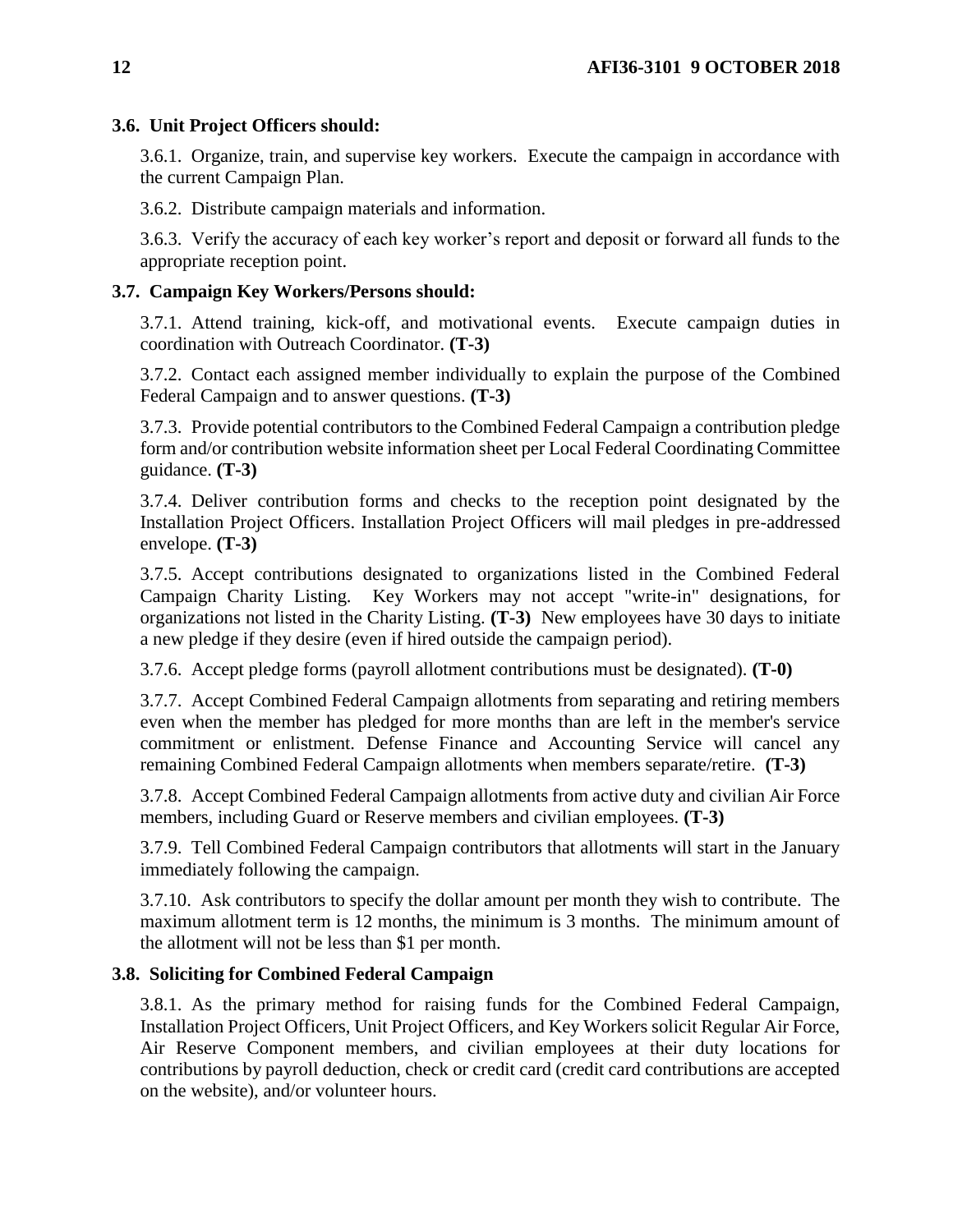### 3.6. Unit Project Officers should:

3.6.1. Organize, train, and supervise key workers. Execute the campaign in accordance with the current Campaign Plan.

3.6.2. Distribute campaign materials and information.

3.6.3. Verify the accuracy of each key worker's report and deposit or forward all funds to the appropriate reception point.

### 3.7. Campaign Key Workers/Persons should:

3.7.1. Attend training, kick-off, and motivational events. Execute campaign duties in coordination with Outreach Coordinator. **(T-3)**

3.7.2. Contact each assigned member individually to explain the purpose of the Combined Federal Campaign and to answer questions. **(T-3)**

3.7.3. Provide potential contributors to the Combined Federal Campaign a contribution pledge form and/or contribution website information sheet per Local Federal Coordinating Committee guidance. **(T-3)**

3.7.4. Deliver contribution forms and checks to the reception point designated by the Installation Project Officers. Installation Project Officers will mail pledges in pre-addressed envelope. **(T-3)**

3.7.5. Accept contributions designated to organizations listed in the Combined Federal Campaign Charity Listing. Key Workers may not accept "write-in" designations, for organizations not listed in the Charity Listing. **(T-3)** New employees have 30 days to initiate a new pledge if they desire (even if hired outside the campaign period).

3.7.6. Accept pledge forms (payroll allotment contributions must be designated). **(T-0)**

3.7.7. Accept Combined Federal Campaign allotments from separating and retiring members even when the member has pledged for more months than are left in the member's service commitment or enlistment. Defense Finance and Accounting Service will cancel any remaining Combined Federal Campaign allotments when members separate/retire. **(T-3)**

3.7.8. Accept Combined Federal Campaign allotments from active duty and civilian Air Force members, including Guard or Reserve members and civilian employees. **(T-3)**

3.7.9. Tell Combined Federal Campaign contributors that allotments will start in the January immediately following the campaign.

3.7.10. Ask contributors to specify the dollar amount per month they wish to contribute. The maximum allotment term is 12 months, the minimum is 3 months. The minimum amount of the allotment will not be less than $1 per month.

### 3.8. Soliciting for Combined Federal Campaign

3.8.1. As the primary method for raising funds for the Combined Federal Campaign, Installation Project Officers, Unit Project Officers, and Key Workers solicit Regular Air Force, Air Reserve Component members, and civilian employees at their duty locations for contributions by payroll deduction, check or credit card (credit card contributions are accepted on the website), and/or volunteer hours.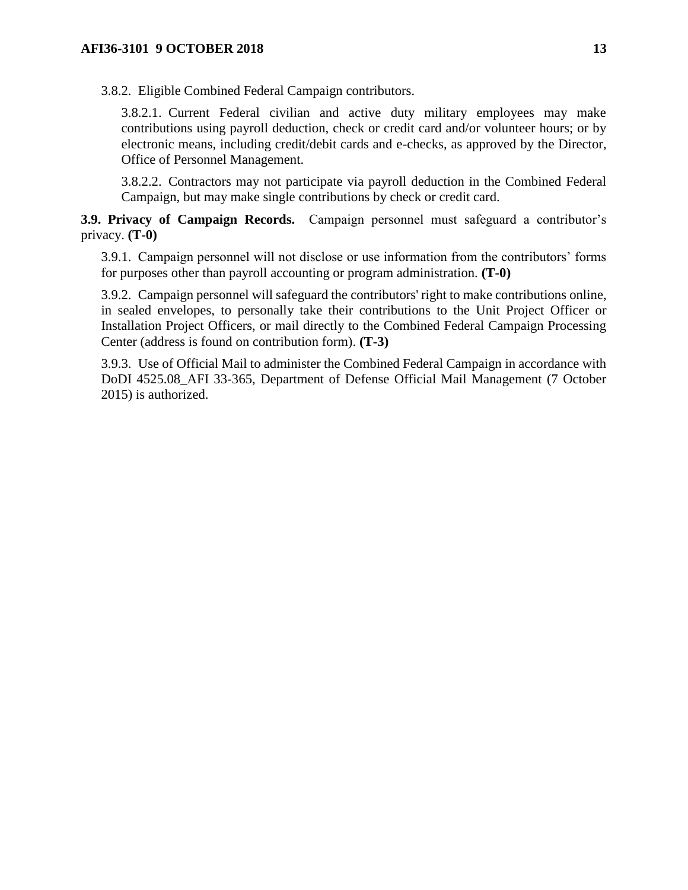3.8.2. Eligible Combined Federal Campaign contributors.

3.8.2.1. Current Federal civilian and active duty military employees may make contributions using payroll deduction, check or credit card and/or volunteer hours; or by electronic means, including credit/debit cards and e-checks, as approved by the Director, Office of Personnel Management.

3.8.2.2. Contractors may not participate via payroll deduction in the Combined Federal Campaign, but may make single contributions by check or credit card.

**3.9. Privacy of Campaign Records.** Campaign personnel must safeguard a contributor's privacy. **(T-0)**

3.9.1. Campaign personnel will not disclose or use information from the contributors' forms for purposes other than payroll accounting or program administration. **(T-0)**

3.9.2. Campaign personnel will safeguard the contributors' right to make contributions online, in sealed envelopes, to personally take their contributions to the Unit Project Officer or Installation Project Officers, or mail directly to the Combined Federal Campaign Processing Center (address is found on contribution form). **(T-3)**

3.9.3. Use of Official Mail to administer the Combined Federal Campaign in accordance with DoDI 4525.08_AFI 33-365, Department of Defense Official Mail Management (7 October 2015) is authorized.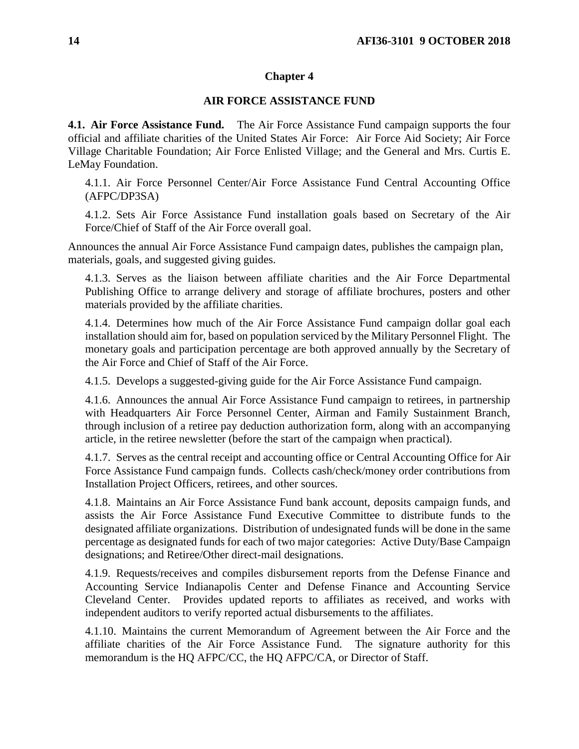## Chapter 4

## AIR FORCE ASSISTANCE FUND

**4.1. Air Force Assistance Fund.** The Air Force Assistance Fund campaign supports the four official and affiliate charities of the United States Air Force: Air Force Aid Society; Air Force Village Charitable Foundation; Air Force Enlisted Village; and the General and Mrs. Curtis E. LeMay Foundation.

4.1.1. Air Force Personnel Center/Air Force Assistance Fund Central Accounting Office (AFPC/DP3SA)

4.1.2. Sets Air Force Assistance Fund installation goals based on Secretary of the Air Force/Chief of Staff of the Air Force overall goal.

Announces the annual Air Force Assistance Fund campaign dates, publishes the campaign plan, materials, goals, and suggested giving guides.

4.1.3. Serves as the liaison between affiliate charities and the Air Force Departmental Publishing Office to arrange delivery and storage of affiliate brochures, posters and other materials provided by the affiliate charities.

4.1.4. Determines how much of the Air Force Assistance Fund campaign dollar goal each installation should aim for, based on population serviced by the Military Personnel Flight. The monetary goals and participation percentage are both approved annually by the Secretary of the Air Force and Chief of Staff of the Air Force.

4.1.5. Develops a suggested-giving guide for the Air Force Assistance Fund campaign.

4.1.6. Announces the annual Air Force Assistance Fund campaign to retirees, in partnership with Headquarters Air Force Personnel Center, Airman and Family Sustainment Branch, through inclusion of a retiree pay deduction authorization form, along with an accompanying article, in the retiree newsletter (before the start of the campaign when practical).

4.1.7. Serves as the central receipt and accounting office or Central Accounting Office for Air Force Assistance Fund campaign funds. Collects cash/check/money order contributions from Installation Project Officers, retirees, and other sources.

4.1.8. Maintains an Air Force Assistance Fund bank account, deposits campaign funds, and assists the Air Force Assistance Fund Executive Committee to distribute funds to the designated affiliate organizations. Distribution of undesignated funds will be done in the same percentage as designated funds for each of two major categories: Active Duty/Base Campaign designations; and Retiree/Other direct-mail designations.

4.1.9. Requests/receives and compiles disbursement reports from the Defense Finance and Accounting Service Indianapolis Center and Defense Finance and Accounting Service Cleveland Center. Provides updated reports to affiliates as received, and works with independent auditors to verify reported actual disbursements to the affiliates.

4.1.10. Maintains the current Memorandum of Agreement between the Air Force and the affiliate charities of the Air Force Assistance Fund. The signature authority for this memorandum is the HQ AFPC/CC, the HQ AFPC/CA, or Director of Staff.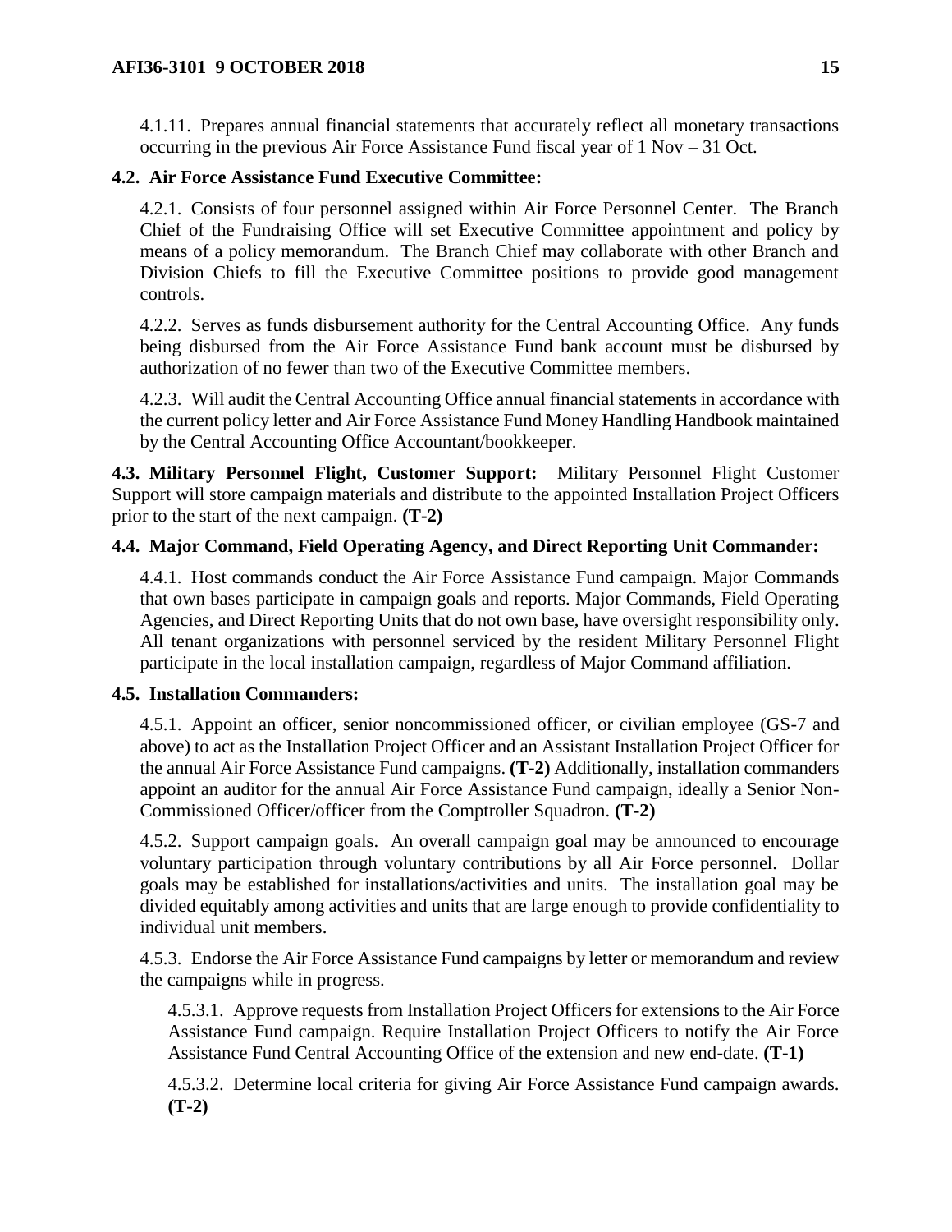4.1.11. Prepares annual financial statements that accurately reflect all monetary transactions occurring in the previous Air Force Assistance Fund fiscal year of 1 Nov – 31 Oct.

**4.2. Air Force Assistance Fund Executive Committee:**

4.2.1. Consists of four personnel assigned within Air Force Personnel Center. The Branch Chief of the Fundraising Office will set Executive Committee appointment and policy by means of a policy memorandum. The Branch Chief may collaborate with other Branch and Division Chiefs to fill the Executive Committee positions to provide good management controls.

4.2.2. Serves as funds disbursement authority for the Central Accounting Office. Any funds being disbursed from the Air Force Assistance Fund bank account must be disbursed by authorization of no fewer than two of the Executive Committee members.

4.2.3. Will audit the Central Accounting Office annual financial statements in accordance with the current policy letter and Air Force Assistance Fund Money Handling Handbook maintained by the Central Accounting Office Accountant/bookkeeper.

**4.3. Military Personnel Flight, Customer Support:** Military Personnel Flight Customer Support will store campaign materials and distribute to the appointed Installation Project Officers prior to the start of the next campaign. **(T-2)**

**4.4. Major Command, Field Operating Agency, and Direct Reporting Unit Commander:**

4.4.1. Host commands conduct the Air Force Assistance Fund campaign. Major Commands that own bases participate in campaign goals and reports. Major Commands, Field Operating Agencies, and Direct Reporting Units that do not own base, have oversight responsibility only. All tenant organizations with personnel serviced by the resident Military Personnel Flight participate in the local installation campaign, regardless of Major Command affiliation.

**4.5. Installation Commanders:**

4.5.1. Appoint an officer, senior noncommissioned officer, or civilian employee (GS-7 and above) to act as the Installation Project Officer and an Assistant Installation Project Officer for the annual Air Force Assistance Fund campaigns. **(T-2)** Additionally, installation commanders appoint an auditor for the annual Air Force Assistance Fund campaign, ideally a Senior Non-Commissioned Officer/officer from the Comptroller Squadron. **(T-2)**

4.5.2. Support campaign goals. An overall campaign goal may be announced to encourage voluntary participation through voluntary contributions by all Air Force personnel. Dollar goals may be established for installations/activities and units. The installation goal may be divided equitably among activities and units that are large enough to provide confidentiality to individual unit members.

4.5.3. Endorse the Air Force Assistance Fund campaigns by letter or memorandum and review the campaigns while in progress.

4.5.3.1. Approve requests from Installation Project Officers for extensions to the Air Force Assistance Fund campaign. Require Installation Project Officers to notify the Air Force Assistance Fund Central Accounting Office of the extension and new end-date. **(T-1)**

4.5.3.2. Determine local criteria for giving Air Force Assistance Fund campaign awards. **(T-2)**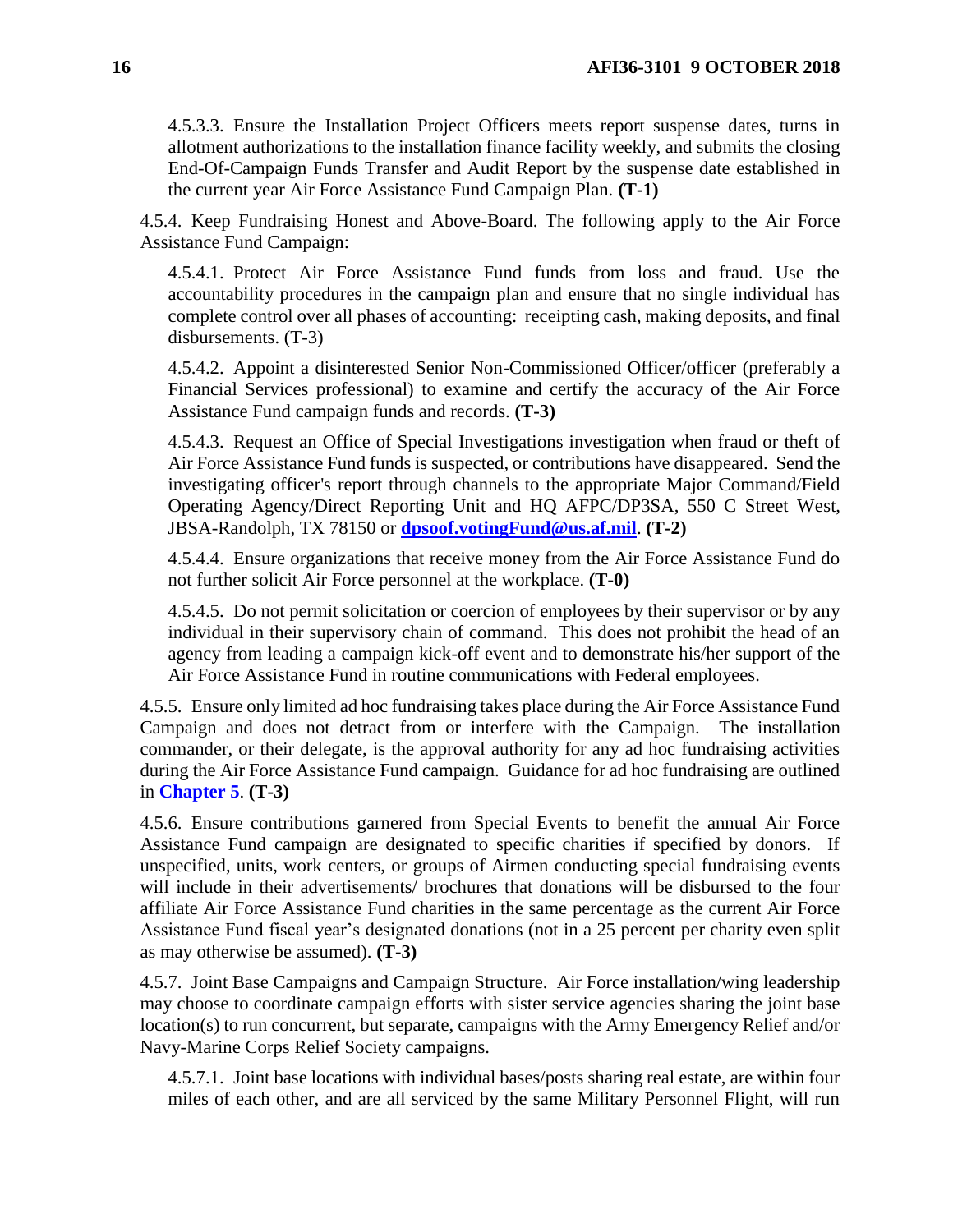4.5.3.3. Ensure the Installation Project Officers meets report suspense dates, turns in allotment authorizations to the installation finance facility weekly, and submits the closing End-Of-Campaign Funds Transfer and Audit Report by the suspense date established in the current year Air Force Assistance Fund Campaign Plan. **(T-1)**

4.5.4. Keep Fundraising Honest and Above-Board. The following apply to the Air Force Assistance Fund Campaign:

4.5.4.1. Protect Air Force Assistance Fund funds from loss and fraud. Use the accountability procedures in the campaign plan and ensure that no single individual has complete control over all phases of accounting: receipting cash, making deposits, and final disbursements. (T-3)

4.5.4.2. Appoint a disinterested Senior Non-Commissioned Officer/officer (preferably a Financial Services professional) to examine and certify the accuracy of the Air Force Assistance Fund campaign funds and records. **(T-3)**

4.5.4.3. Request an Office of Special Investigations investigation when fraud or theft of Air Force Assistance Fund funds is suspected, or contributions have disappeared. Send the investigating officer's report through channels to the appropriate Major Command/Field Operating Agency/Direct Reporting Unit and HQ AFPC/DP3SA, 550 C Street West, JBSA-Randolph, TX 78150 or **dpsoof.votingFund@us.af.mil**. **(T-2)**

4.5.4.4. Ensure organizations that receive money from the Air Force Assistance Fund do not further solicit Air Force personnel at the workplace. **(T-0)**

4.5.4.5. Do not permit solicitation or coercion of employees by their supervisor or by any individual in their supervisory chain of command. This does not prohibit the head of an agency from leading a campaign kick-off event and to demonstrate his/her support of the Air Force Assistance Fund in routine communications with Federal employees.

4.5.5. Ensure only limited ad hoc fundraising takes place during the Air Force Assistance Fund Campaign and does not detract from or interfere with the Campaign. The installation commander, or their delegate, is the approval authority for any ad hoc fundraising activities during the Air Force Assistance Fund campaign. Guidance for ad hoc fundraising are outlined in **Chapter 5**. **(T-3)**

4.5.6. Ensure contributions garnered from Special Events to benefit the annual Air Force Assistance Fund campaign are designated to specific charities if specified by donors. If unspecified, units, work centers, or groups of Airmen conducting special fundraising events will include in their advertisements/ brochures that donations will be disbursed to the four affiliate Air Force Assistance Fund charities in the same percentage as the current Air Force Assistance Fund fiscal year's designated donations (not in a 25 percent per charity even split as may otherwise be assumed). **(T-3)**

4.5.7. Joint Base Campaigns and Campaign Structure. Air Force installation/wing leadership may choose to coordinate campaign efforts with sister service agencies sharing the joint base location(s) to run concurrent, but separate, campaigns with the Army Emergency Relief and/or Navy-Marine Corps Relief Society campaigns.

4.5.7.1. Joint base locations with individual bases/posts sharing real estate, are within four miles of each other, and are all serviced by the same Military Personnel Flight, will run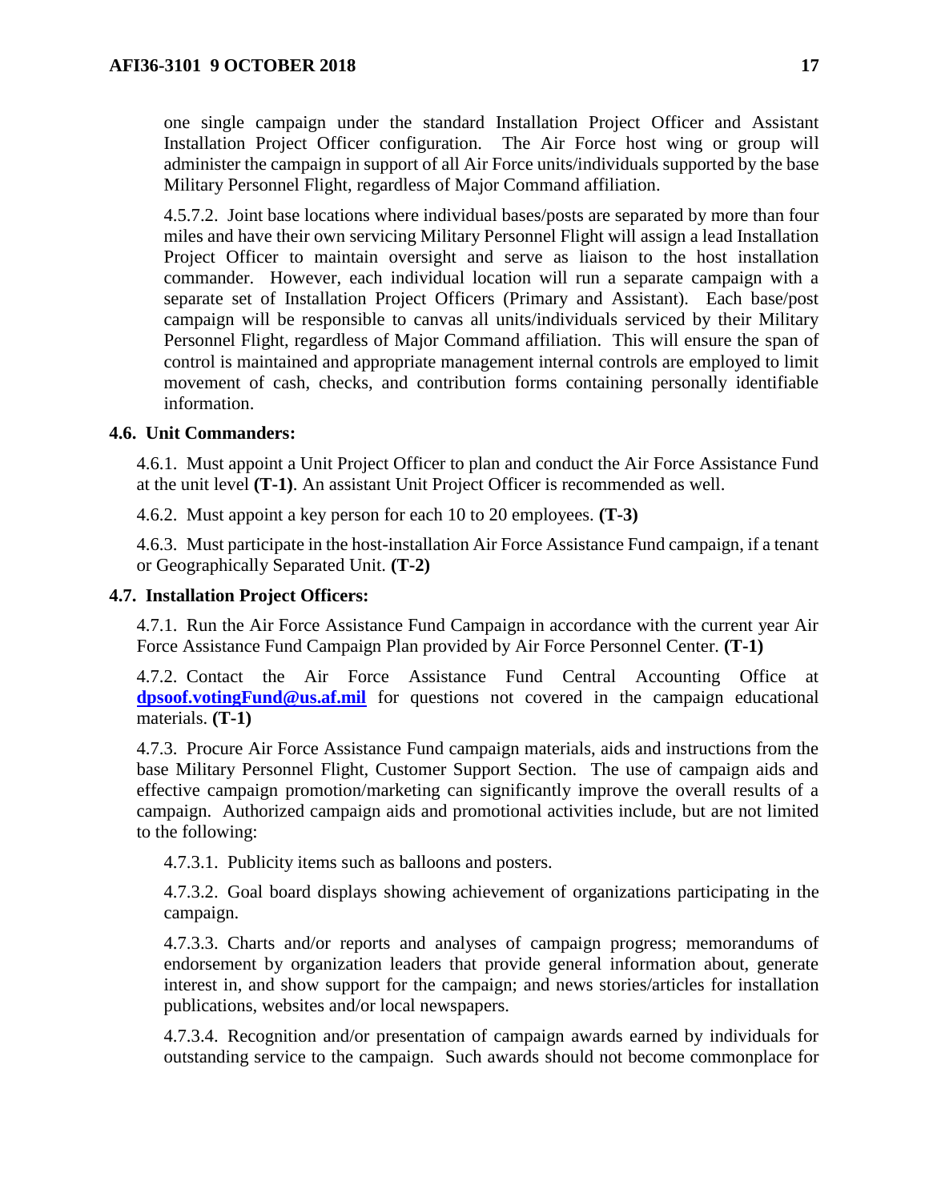one single campaign under the standard Installation Project Officer and Assistant Installation Project Officer configuration. The Air Force host wing or group will administer the campaign in support of all Air Force units/individuals supported by the base Military Personnel Flight, regardless of Major Command affiliation.

4.5.7.2. Joint base locations where individual bases/posts are separated by more than four miles and have their own servicing Military Personnel Flight will assign a lead Installation Project Officer to maintain oversight and serve as liaison to the host installation commander. However, each individual location will run a separate campaign with a separate set of Installation Project Officers (Primary and Assistant). Each base/post campaign will be responsible to canvas all units/individuals serviced by their Military Personnel Flight, regardless of Major Command affiliation. This will ensure the span of control is maintained and appropriate management internal controls are employed to limit movement of cash, checks, and contribution forms containing personally identifiable information.

### 4.6. Unit Commanders:

4.6.1. Must appoint a Unit Project Officer to plan and conduct the Air Force Assistance Fund at the unit level **(T-1)**. An assistant Unit Project Officer is recommended as well.

4.6.2. Must appoint a key person for each 10 to 20 employees. **(T-3)**

4.6.3. Must participate in the host-installation Air Force Assistance Fund campaign, if a tenant or Geographically Separated Unit. **(T-2)**

### 4.7. Installation Project Officers:

4.7.1. Run the Air Force Assistance Fund Campaign in accordance with the current year Air Force Assistance Fund Campaign Plan provided by Air Force Personnel Center. **(T-1)**

4.7.2. Contact the Air Force Assistance Fund Central Accounting Office at **dpsoof.votingFund@us.af.mil** for questions not covered in the campaign educational materials. **(T-1)**

4.7.3. Procure Air Force Assistance Fund campaign materials, aids and instructions from the base Military Personnel Flight, Customer Support Section. The use of campaign aids and effective campaign promotion/marketing can significantly improve the overall results of a campaign. Authorized campaign aids and promotional activities include, but are not limited to the following:

4.7.3.1. Publicity items such as balloons and posters.

4.7.3.2. Goal board displays showing achievement of organizations participating in the campaign.

4.7.3.3. Charts and/or reports and analyses of campaign progress; memorandums of endorsement by organization leaders that provide general information about, generate interest in, and show support for the campaign; and news stories/articles for installation publications, websites and/or local newspapers.

4.7.3.4. Recognition and/or presentation of campaign awards earned by individuals for outstanding service to the campaign. Such awards should not become commonplace for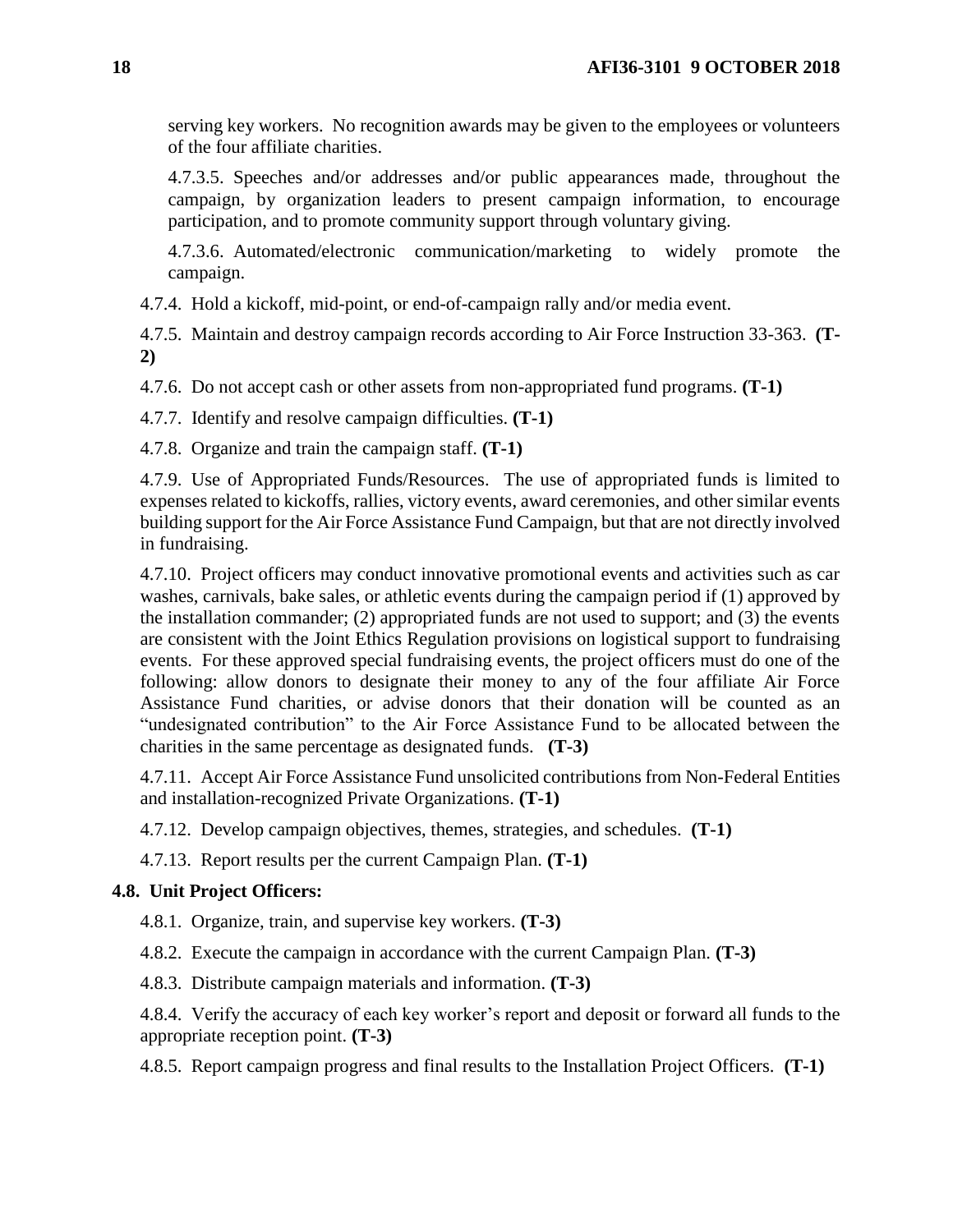serving key workers. No recognition awards may be given to the employees or volunteers of the four affiliate charities.

4.7.3.5. Speeches and/or addresses and/or public appearances made, throughout the campaign, by organization leaders to present campaign information, to encourage participation, and to promote community support through voluntary giving.

4.7.3.6. Automated/electronic communication/marketing to widely promote the campaign.

4.7.4. Hold a kickoff, mid-point, or end-of-campaign rally and/or media event.

4.7.5. Maintain and destroy campaign records according to Air Force Instruction 33-363. **(T-2)**

4.7.6. Do not accept cash or other assets from non-appropriated fund programs. **(T-1)**

4.7.7. Identify and resolve campaign difficulties. **(T-1)**

4.7.8. Organize and train the campaign staff. **(T-1)**

4.7.9. Use of Appropriated Funds/Resources. The use of appropriated funds is limited to expenses related to kickoffs, rallies, victory events, award ceremonies, and other similar events building support for the Air Force Assistance Fund Campaign, but that are not directly involved in fundraising.

4.7.10. Project officers may conduct innovative promotional events and activities such as car washes, carnivals, bake sales, or athletic events during the campaign period if (1) approved by the installation commander; (2) appropriated funds are not used to support; and (3) the events are consistent with the Joint Ethics Regulation provisions on logistical support to fundraising events. For these approved special fundraising events, the project officers must do one of the following: allow donors to designate their money to any of the four affiliate Air Force Assistance Fund charities, or advise donors that their donation will be counted as an "undesignated contribution" to the Air Force Assistance Fund to be allocated between the charities in the same percentage as designated funds. **(T-3)**

4.7.11. Accept Air Force Assistance Fund unsolicited contributions from Non-Federal Entities and installation-recognized Private Organizations. **(T-1)**

4.7.12. Develop campaign objectives, themes, strategies, and schedules. **(T-1)**

4.7.13. Report results per the current Campaign Plan. **(T-1)**

**4.8. Unit Project Officers:**

4.8.1. Organize, train, and supervise key workers. **(T-3)**

4.8.2. Execute the campaign in accordance with the current Campaign Plan. **(T-3)**

4.8.3. Distribute campaign materials and information. **(T-3)**

4.8.4. Verify the accuracy of each key worker's report and deposit or forward all funds to the appropriate reception point. **(T-3)**

4.8.5. Report campaign progress and final results to the Installation Project Officers. **(T-1)**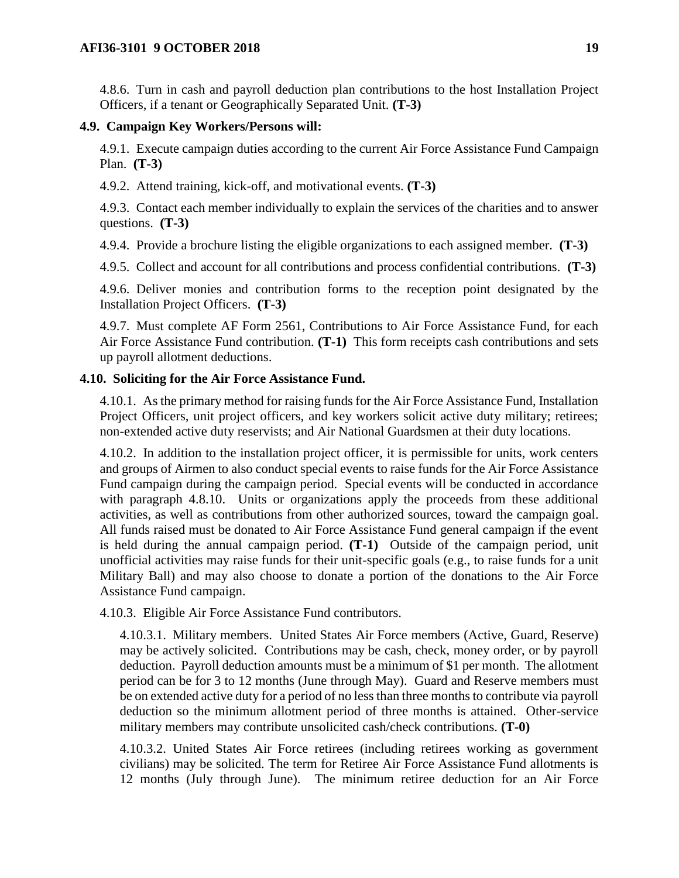4.8.6. Turn in cash and payroll deduction plan contributions to the host Installation Project Officers, if a tenant or Geographically Separated Unit. **(T-3)**

**4.9. Campaign Key Workers/Persons will:**

4.9.1. Execute campaign duties according to the current Air Force Assistance Fund Campaign Plan. **(T-3)**

4.9.2. Attend training, kick-off, and motivational events. **(T-3)**

4.9.3. Contact each member individually to explain the services of the charities and to answer questions. **(T-3)**

4.9.4. Provide a brochure listing the eligible organizations to each assigned member. **(T-3)**

4.9.5. Collect and account for all contributions and process confidential contributions. **(T-3)**

4.9.6. Deliver monies and contribution forms to the reception point designated by the Installation Project Officers. **(T-3)**

4.9.7. Must complete AF Form 2561, Contributions to Air Force Assistance Fund, for each Air Force Assistance Fund contribution. **(T-1)** This form receipts cash contributions and sets up payroll allotment deductions.

**4.10. Soliciting for the Air Force Assistance Fund.**

4.10.1. As the primary method for raising funds for the Air Force Assistance Fund, Installation Project Officers, unit project officers, and key workers solicit active duty military; retirees; non-extended active duty reservists; and Air National Guardsmen at their duty locations.

4.10.2. In addition to the installation project officer, it is permissible for units, work centers and groups of Airmen to also conduct special events to raise funds for the Air Force Assistance Fund campaign during the campaign period. Special events will be conducted in accordance with paragraph 4.8.10. Units or organizations apply the proceeds from these additional activities, as well as contributions from other authorized sources, toward the campaign goal. All funds raised must be donated to Air Force Assistance Fund general campaign if the event is held during the annual campaign period. **(T-1)** Outside of the campaign period, unit unofficial activities may raise funds for their unit-specific goals (e.g., to raise funds for a unit Military Ball) and may also choose to donate a portion of the donations to the Air Force Assistance Fund campaign.

4.10.3. Eligible Air Force Assistance Fund contributors.

4.10.3.1. Military members. United States Air Force members (Active, Guard, Reserve) may be actively solicited. Contributions may be cash, check, money order, or by payroll deduction. Payroll deduction amounts must be a minimum of $1 per month. The allotment period can be for 3 to 12 months (June through May). Guard and Reserve members must be on extended active duty for a period of no less than three months to contribute via payroll deduction so the minimum allotment period of three months is attained. Other-service military members may contribute unsolicited cash/check contributions. **(T-0)**

4.10.3.2. United States Air Force retirees (including retirees working as government civilians) may be solicited. The term for Retiree Air Force Assistance Fund allotments is 12 months (July through June). The minimum retiree deduction for an Air Force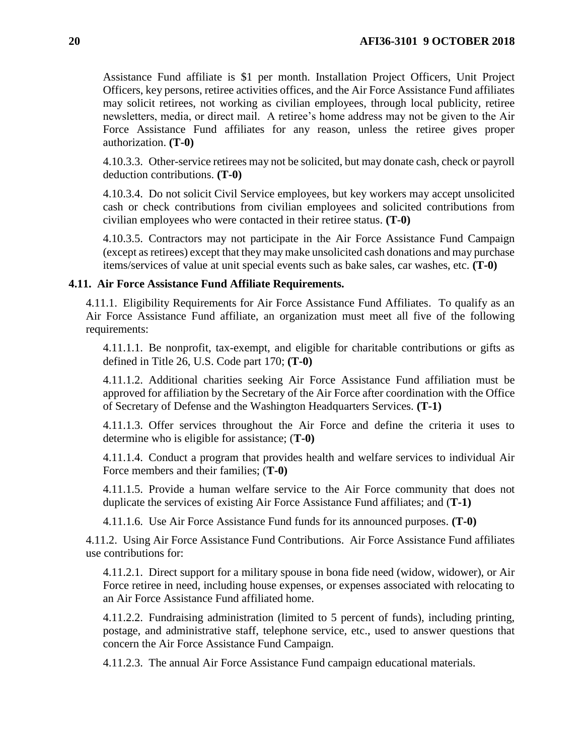Assistance Fund affiliate is $1 per month. Installation Project Officers, Unit Project Officers, key persons, retiree activities offices, and the Air Force Assistance Fund affiliates may solicit retirees, not working as civilian employees, through local publicity, retiree newsletters, media, or direct mail. A retiree's home address may not be given to the Air Force Assistance Fund affiliates for any reason, unless the retiree gives proper authorization. **(T-0)**

4.10.3.3. Other-service retirees may not be solicited, but may donate cash, check or payroll deduction contributions. **(T-0)**

4.10.3.4. Do not solicit Civil Service employees, but key workers may accept unsolicited cash or check contributions from civilian employees and solicited contributions from civilian employees who were contacted in their retiree status. **(T-0)**

4.10.3.5. Contractors may not participate in the Air Force Assistance Fund Campaign (except as retirees) except that they may make unsolicited cash donations and may purchase items/services of value at unit special events such as bake sales, car washes, etc. **(T-0)**

**4.11. Air Force Assistance Fund Affiliate Requirements.**

4.11.1. Eligibility Requirements for Air Force Assistance Fund Affiliates. To qualify as an Air Force Assistance Fund affiliate, an organization must meet all five of the following requirements:

4.11.1.1. Be nonprofit, tax-exempt, and eligible for charitable contributions or gifts as defined in Title 26, U.S. Code part 170; **(T-0)**

4.11.1.2. Additional charities seeking Air Force Assistance Fund affiliation must be approved for affiliation by the Secretary of the Air Force after coordination with the Office of Secretary of Defense and the Washington Headquarters Services. **(T-1)**

4.11.1.3. Offer services throughout the Air Force and define the criteria it uses to determine who is eligible for assistance; (**T-0)**

4.11.1.4. Conduct a program that provides health and welfare services to individual Air Force members and their families; (**T-0)**

4.11.1.5. Provide a human welfare service to the Air Force community that does not duplicate the services of existing Air Force Assistance Fund affiliates; and (**T-1)**

4.11.1.6. Use Air Force Assistance Fund funds for its announced purposes. **(T-0)**

4.11.2. Using Air Force Assistance Fund Contributions. Air Force Assistance Fund affiliates use contributions for:

4.11.2.1. Direct support for a military spouse in bona fide need (widow, widower), or Air Force retiree in need, including house expenses, or expenses associated with relocating to an Air Force Assistance Fund affiliated home.

4.11.2.2. Fundraising administration (limited to 5 percent of funds), including printing, postage, and administrative staff, telephone service, etc., used to answer questions that concern the Air Force Assistance Fund Campaign.

4.11.2.3. The annual Air Force Assistance Fund campaign educational materials.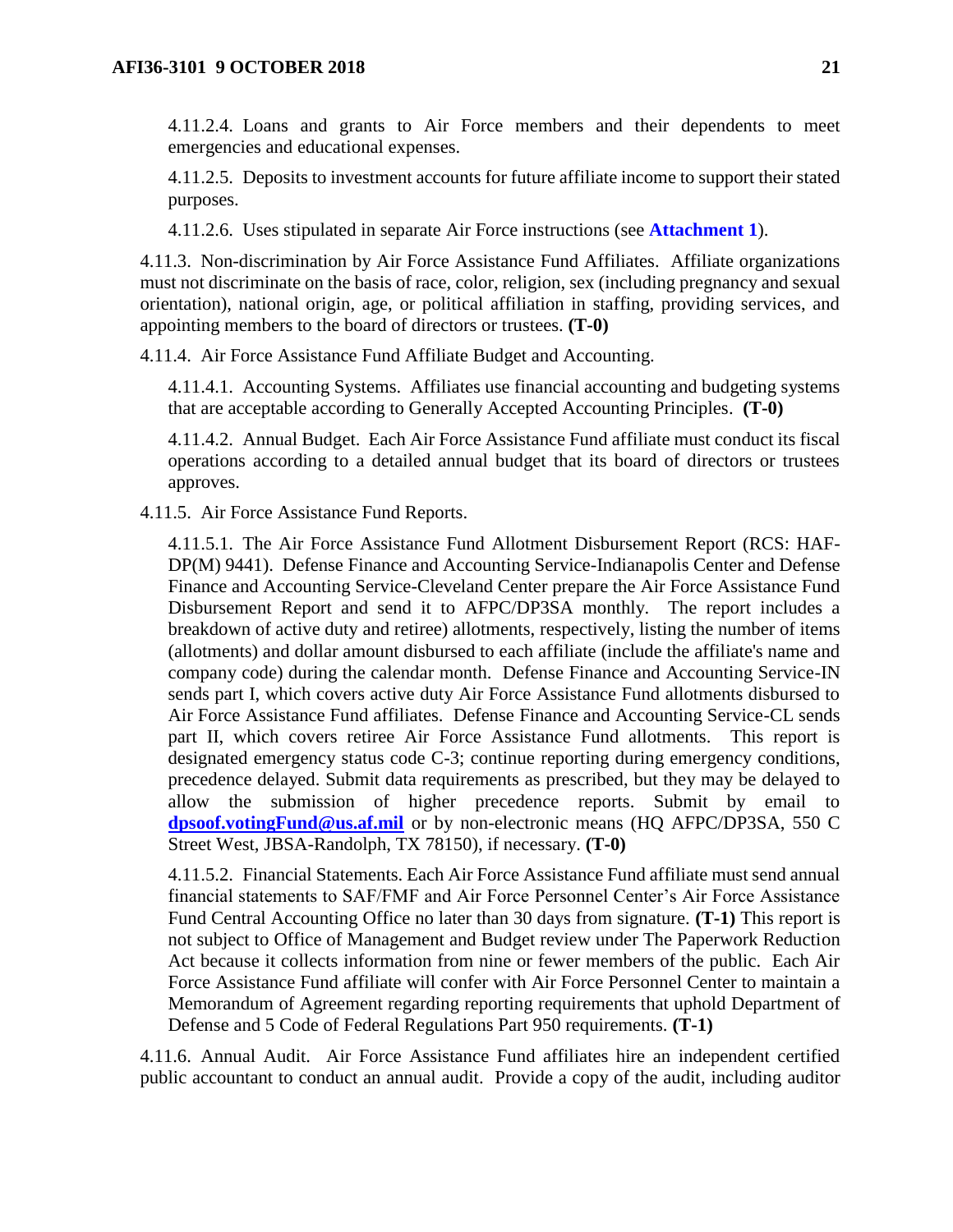4.11.2.4. Loans and grants to Air Force members and their dependents to meet emergencies and educational expenses.

4.11.2.5. Deposits to investment accounts for future affiliate income to support their stated purposes.

4.11.2.6. Uses stipulated in separate Air Force instructions (see **Attachment 1**).

4.11.3. Non-discrimination by Air Force Assistance Fund Affiliates. Affiliate organizations must not discriminate on the basis of race, color, religion, sex (including pregnancy and sexual orientation), national origin, age, or political affiliation in staffing, providing services, and appointing members to the board of directors or trustees. **(T-0)**

4.11.4. Air Force Assistance Fund Affiliate Budget and Accounting.

4.11.4.1. Accounting Systems. Affiliates use financial accounting and budgeting systems that are acceptable according to Generally Accepted Accounting Principles. **(T-0)**

4.11.4.2. Annual Budget. Each Air Force Assistance Fund affiliate must conduct its fiscal operations according to a detailed annual budget that its board of directors or trustees approves.

4.11.5. Air Force Assistance Fund Reports.

4.11.5.1. The Air Force Assistance Fund Allotment Disbursement Report (RCS: HAF-DP(M) 9441). Defense Finance and Accounting Service-Indianapolis Center and Defense Finance and Accounting Service-Cleveland Center prepare the Air Force Assistance Fund Disbursement Report and send it to AFPC/DP3SA monthly. The report includes a breakdown of active duty and retiree) allotments, respectively, listing the number of items (allotments) and dollar amount disbursed to each affiliate (include the affiliate's name and company code) during the calendar month. Defense Finance and Accounting Service-IN sends part I, which covers active duty Air Force Assistance Fund allotments disbursed to Air Force Assistance Fund affiliates. Defense Finance and Accounting Service-CL sends part II, which covers retiree Air Force Assistance Fund allotments. This report is designated emergency status code C-3; continue reporting during emergency conditions, precedence delayed. Submit data requirements as prescribed, but they may be delayed to allow the submission of higher precedence reports. Submit by email to **dpsoof.votingFund@us.af.mil** or by non-electronic means (HQ AFPC/DP3SA, 550 C Street West, JBSA-Randolph, TX 78150), if necessary. **(T-0)**

4.11.5.2. Financial Statements. Each Air Force Assistance Fund affiliate must send annual financial statements to SAF/FMF and Air Force Personnel Center's Air Force Assistance Fund Central Accounting Office no later than 30 days from signature. **(T-1)** This report is not subject to Office of Management and Budget review under The Paperwork Reduction Act because it collects information from nine or fewer members of the public. Each Air Force Assistance Fund affiliate will confer with Air Force Personnel Center to maintain a Memorandum of Agreement regarding reporting requirements that uphold Department of Defense and 5 Code of Federal Regulations Part 950 requirements. **(T-1)**

4.11.6. Annual Audit. Air Force Assistance Fund affiliates hire an independent certified public accountant to conduct an annual audit. Provide a copy of the audit, including auditor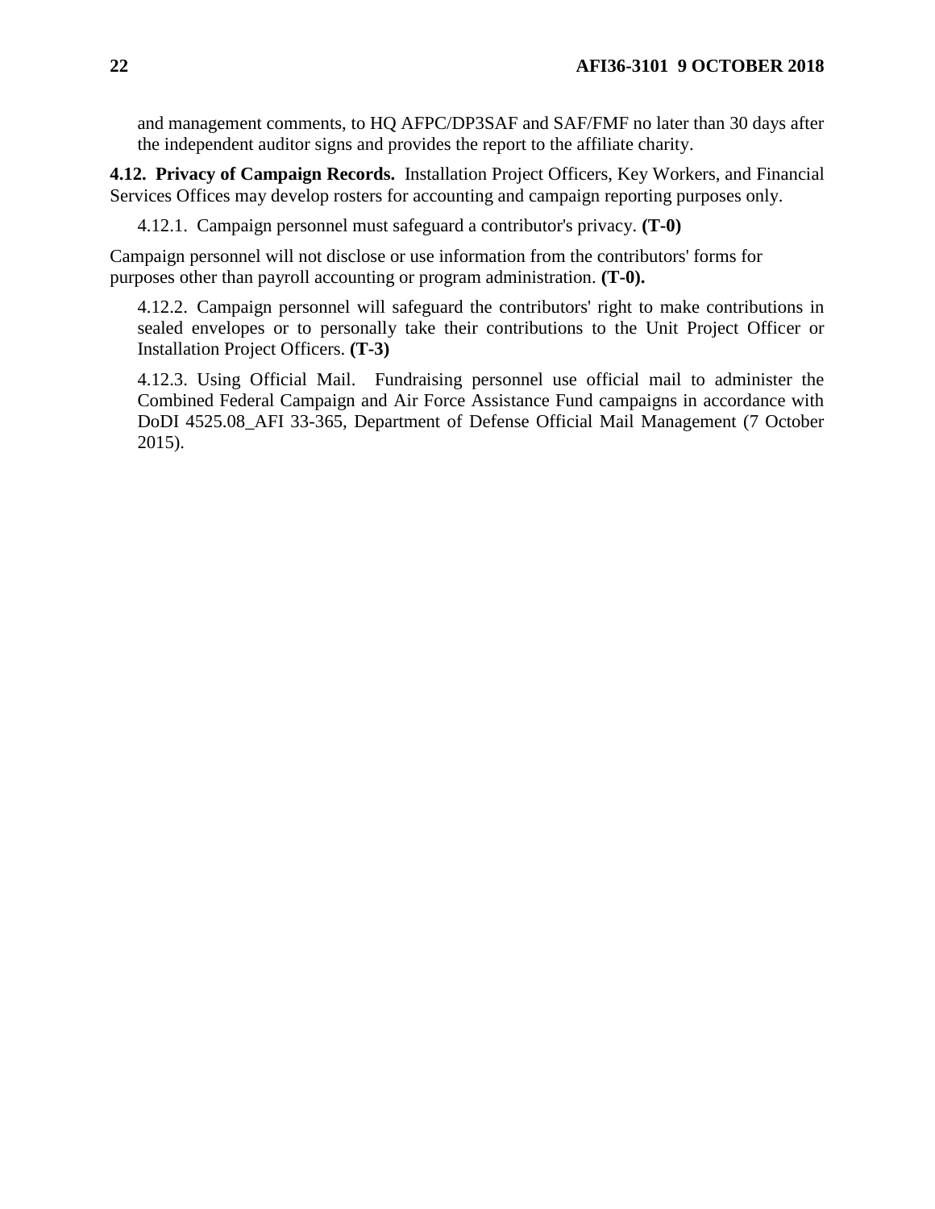and management comments, to HQ AFPC/DP3SAF and SAF/FMF no later than 30 days after the independent auditor signs and provides the report to the affiliate charity.

**4.12. Privacy of Campaign Records.** Installation Project Officers, Key Workers, and Financial Services Offices may develop rosters for accounting and campaign reporting purposes only.

4.12.1. Campaign personnel must safeguard a contributor's privacy. **(T-0)**

Campaign personnel will not disclose or use information from the contributors' forms for purposes other than payroll accounting or program administration. **(T-0).**

4.12.2. Campaign personnel will safeguard the contributors' right to make contributions in sealed envelopes or to personally take their contributions to the Unit Project Officer or Installation Project Officers. **(T-3)**

4.12.3. Using Official Mail. Fundraising personnel use official mail to administer the Combined Federal Campaign and Air Force Assistance Fund campaigns in accordance with DoDI 4525.08_AFI 33-365, Department of Defense Official Mail Management (7 October 2015).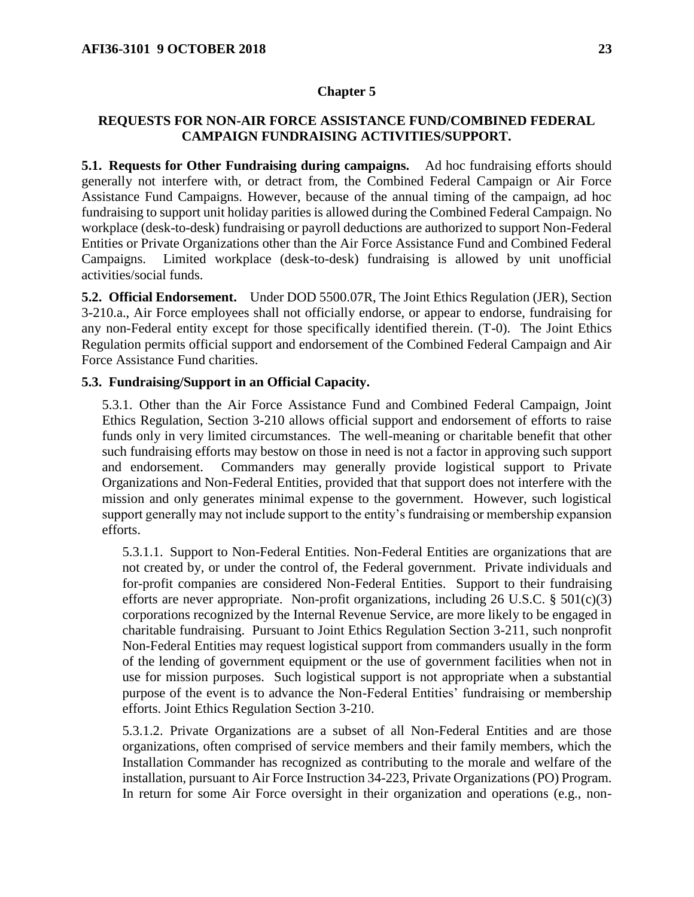## Chapter 5

### REQUESTS FOR NON-AIR FORCE ASSISTANCE FUND/COMBINED FEDERAL CAMPAIGN FUNDRAISING ACTIVITIES/SUPPORT.

**5.1. Requests for Other Fundraising during campaigns.** Ad hoc fundraising efforts should generally not interfere with, or detract from, the Combined Federal Campaign or Air Force Assistance Fund Campaigns. However, because of the annual timing of the campaign, ad hoc fundraising to support unit holiday parities is allowed during the Combined Federal Campaign. No workplace (desk-to-desk) fundraising or payroll deductions are authorized to support Non-Federal Entities or Private Organizations other than the Air Force Assistance Fund and Combined Federal Campaigns. Limited workplace (desk-to-desk) fundraising is allowed by unit unofficial activities/social funds.

**5.2. Official Endorsement.** Under DOD 5500.07R, The Joint Ethics Regulation (JER), Section 3-210.a., Air Force employees shall not officially endorse, or appear to endorse, fundraising for any non-Federal entity except for those specifically identified therein. (T-0). The Joint Ethics Regulation permits official support and endorsement of the Combined Federal Campaign and Air Force Assistance Fund charities.

**5.3. Fundraising/Support in an Official Capacity.**

5.3.1. Other than the Air Force Assistance Fund and Combined Federal Campaign, Joint Ethics Regulation, Section 3-210 allows official support and endorsement of efforts to raise funds only in very limited circumstances. The well-meaning or charitable benefit that other such fundraising efforts may bestow on those in need is not a factor in approving such support and endorsement. Commanders may generally provide logistical support to Private Organizations and Non-Federal Entities, provided that that support does not interfere with the mission and only generates minimal expense to the government. However, such logistical support generally may not include support to the entity's fundraising or membership expansion efforts.

5.3.1.1. Support to Non-Federal Entities. Non-Federal Entities are organizations that are not created by, or under the control of, the Federal government. Private individuals and for-profit companies are considered Non-Federal Entities. Support to their fundraising efforts are never appropriate. Non-profit organizations, including 26 U.S.C. § 501(c)(3) corporations recognized by the Internal Revenue Service, are more likely to be engaged in charitable fundraising. Pursuant to Joint Ethics Regulation Section 3-211, such nonprofit Non-Federal Entities may request logistical support from commanders usually in the form of the lending of government equipment or the use of government facilities when not in use for mission purposes. Such logistical support is not appropriate when a substantial purpose of the event is to advance the Non-Federal Entities' fundraising or membership efforts. Joint Ethics Regulation Section 3-210.

5.3.1.2. Private Organizations are a subset of all Non-Federal Entities and are those organizations, often comprised of service members and their family members, which the Installation Commander has recognized as contributing to the morale and welfare of the installation, pursuant to Air Force Instruction 34-223, Private Organizations (PO) Program. In return for some Air Force oversight in their organization and operations (e.g., non-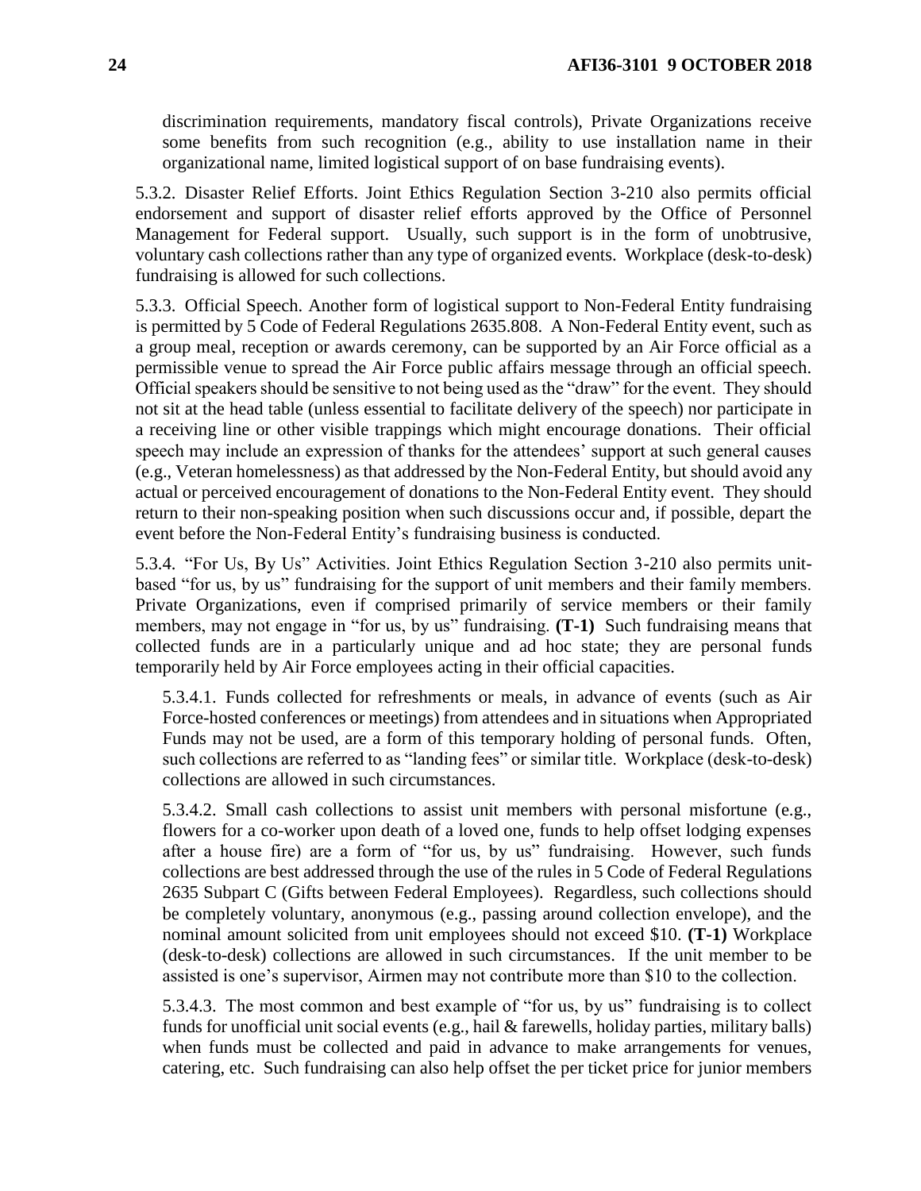discrimination requirements, mandatory fiscal controls), Private Organizations receive some benefits from such recognition (e.g., ability to use installation name in their organizational name, limited logistical support of on base fundraising events).

5.3.2. Disaster Relief Efforts. Joint Ethics Regulation Section 3-210 also permits official endorsement and support of disaster relief efforts approved by the Office of Personnel Management for Federal support. Usually, such support is in the form of unobtrusive, voluntary cash collections rather than any type of organized events. Workplace (desk-to-desk) fundraising is allowed for such collections.

5.3.3. Official Speech. Another form of logistical support to Non-Federal Entity fundraising is permitted by 5 Code of Federal Regulations 2635.808. A Non-Federal Entity event, such as a group meal, reception or awards ceremony, can be supported by an Air Force official as a permissible venue to spread the Air Force public affairs message through an official speech. Official speakers should be sensitive to not being used as the "draw" for the event. They should not sit at the head table (unless essential to facilitate delivery of the speech) nor participate in a receiving line or other visible trappings which might encourage donations. Their official speech may include an expression of thanks for the attendees' support at such general causes (e.g., Veteran homelessness) as that addressed by the Non-Federal Entity, but should avoid any actual or perceived encouragement of donations to the Non-Federal Entity event. They should return to their non-speaking position when such discussions occur and, if possible, depart the event before the Non-Federal Entity's fundraising business is conducted.

5.3.4. "For Us, By Us" Activities. Joint Ethics Regulation Section 3-210 also permits unit-based "for us, by us" fundraising for the support of unit members and their family members. Private Organizations, even if comprised primarily of service members or their family members, may not engage in "for us, by us" fundraising. **(T-1)** Such fundraising means that collected funds are in a particularly unique and ad hoc state; they are personal funds temporarily held by Air Force employees acting in their official capacities.

5.3.4.1. Funds collected for refreshments or meals, in advance of events (such as Air Force-hosted conferences or meetings) from attendees and in situations when Appropriated Funds may not be used, are a form of this temporary holding of personal funds. Often, such collections are referred to as "landing fees" or similar title. Workplace (desk-to-desk) collections are allowed in such circumstances.

5.3.4.2. Small cash collections to assist unit members with personal misfortune (e.g., flowers for a co-worker upon death of a loved one, funds to help offset lodging expenses after a house fire) are a form of "for us, by us" fundraising. However, such funds collections are best addressed through the use of the rules in 5 Code of Federal Regulations 2635 Subpart C (Gifts between Federal Employees). Regardless, such collections should be completely voluntary, anonymous (e.g., passing around collection envelope), and the nominal amount solicited from unit employees should not exceed $10. **(T-1)** Workplace (desk-to-desk) collections are allowed in such circumstances. If the unit member to be assisted is one's supervisor, Airmen may not contribute more than $10 to the collection.

5.3.4.3. The most common and best example of "for us, by us" fundraising is to collect funds for unofficial unit social events (e.g., hail & farewells, holiday parties, military balls) when funds must be collected and paid in advance to make arrangements for venues, catering, etc. Such fundraising can also help offset the per ticket price for junior members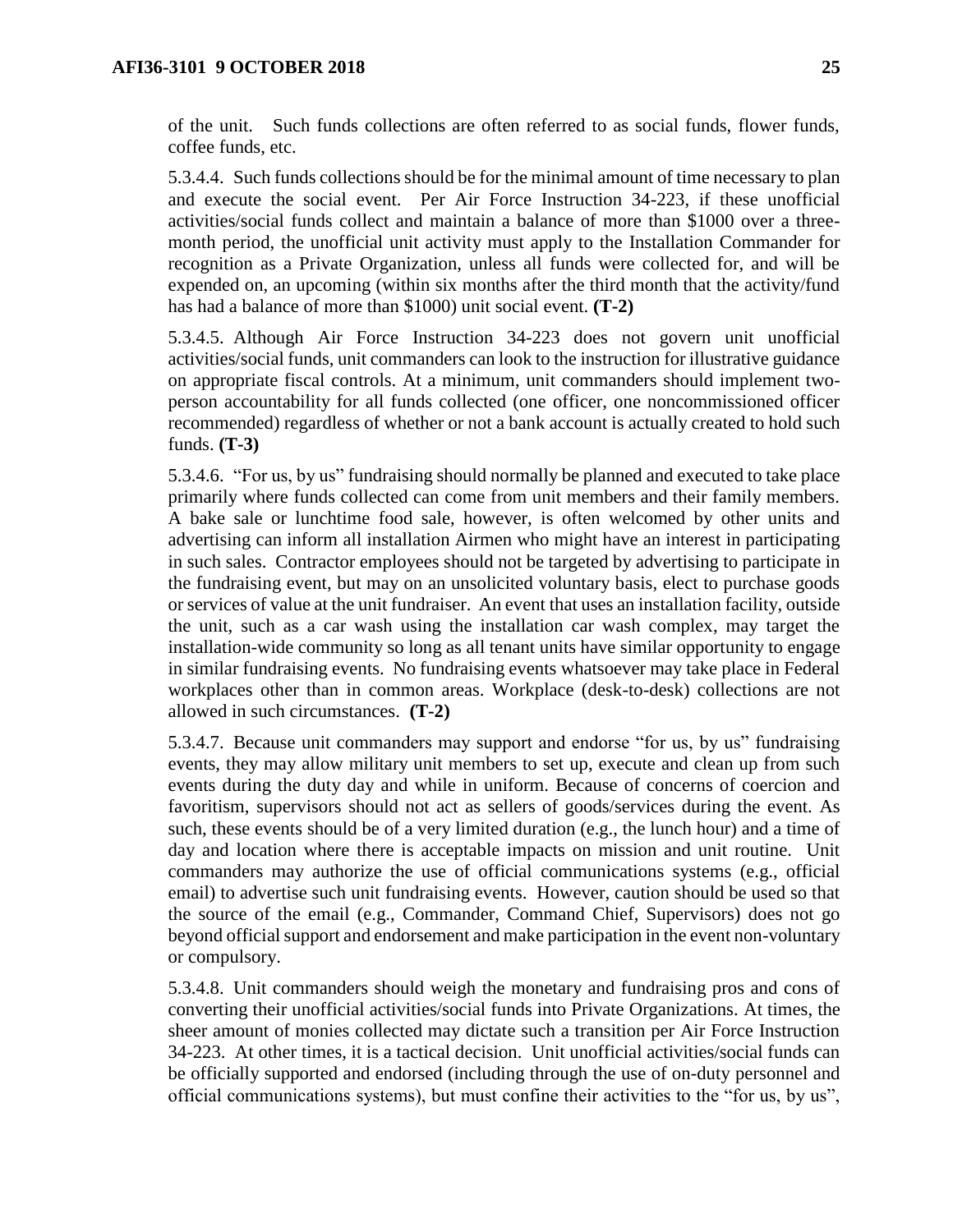of the unit. Such funds collections are often referred to as social funds, flower funds, coffee funds, etc.

5.3.4.4. Such funds collections should be for the minimal amount of time necessary to plan and execute the social event. Per Air Force Instruction 34-223, if these unofficial activities/social funds collect and maintain a balance of more than $1000 over a three-month period, the unofficial unit activity must apply to the Installation Commander for recognition as a Private Organization, unless all funds were collected for, and will be expended on, an upcoming (within six months after the third month that the activity/fund has had a balance of more than $1000) unit social event. **(T-2)**

5.3.4.5. Although Air Force Instruction 34-223 does not govern unit unofficial activities/social funds, unit commanders can look to the instruction for illustrative guidance on appropriate fiscal controls. At a minimum, unit commanders should implement two-person accountability for all funds collected (one officer, one noncommissioned officer recommended) regardless of whether or not a bank account is actually created to hold such funds. **(T-3)**

5.3.4.6. "For us, by us" fundraising should normally be planned and executed to take place primarily where funds collected can come from unit members and their family members. A bake sale or lunchtime food sale, however, is often welcomed by other units and advertising can inform all installation Airmen who might have an interest in participating in such sales. Contractor employees should not be targeted by advertising to participate in the fundraising event, but may on an unsolicited voluntary basis, elect to purchase goods or services of value at the unit fundraiser. An event that uses an installation facility, outside the unit, such as a car wash using the installation car wash complex, may target the installation-wide community so long as all tenant units have similar opportunity to engage in similar fundraising events. No fundraising events whatsoever may take place in Federal workplaces other than in common areas. Workplace (desk-to-desk) collections are not allowed in such circumstances. **(T-2)**

5.3.4.7. Because unit commanders may support and endorse "for us, by us" fundraising events, they may allow military unit members to set up, execute and clean up from such events during the duty day and while in uniform. Because of concerns of coercion and favoritism, supervisors should not act as sellers of goods/services during the event. As such, these events should be of a very limited duration (e.g., the lunch hour) and a time of day and location where there is acceptable impacts on mission and unit routine. Unit commanders may authorize the use of official communications systems (e.g., official email) to advertise such unit fundraising events. However, caution should be used so that the source of the email (e.g., Commander, Command Chief, Supervisors) does not go beyond official support and endorsement and make participation in the event non-voluntary or compulsory.

5.3.4.8. Unit commanders should weigh the monetary and fundraising pros and cons of converting their unofficial activities/social funds into Private Organizations. At times, the sheer amount of monies collected may dictate such a transition per Air Force Instruction 34-223. At other times, it is a tactical decision. Unit unofficial activities/social funds can be officially supported and endorsed (including through the use of on-duty personnel and official communications systems), but must confine their activities to the "for us, by us",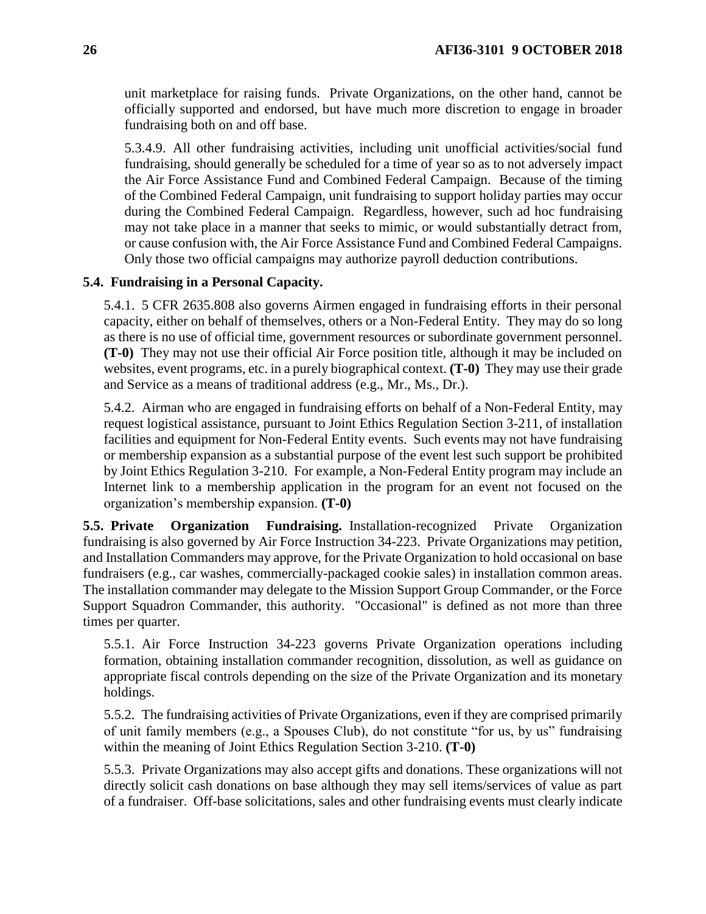unit marketplace for raising funds. Private Organizations, on the other hand, cannot be officially supported and endorsed, but have much more discretion to engage in broader fundraising both on and off base.

5.3.4.9. All other fundraising activities, including unit unofficial activities/social fund fundraising, should generally be scheduled for a time of year so as to not adversely impact the Air Force Assistance Fund and Combined Federal Campaign. Because of the timing of the Combined Federal Campaign, unit fundraising to support holiday parties may occur during the Combined Federal Campaign. Regardless, however, such ad hoc fundraising may not take place in a manner that seeks to mimic, or would substantially detract from, or cause confusion with, the Air Force Assistance Fund and Combined Federal Campaigns. Only those two official campaigns may authorize payroll deduction contributions.

## 5.4. Fundraising in a Personal Capacity.

5.4.1. 5 CFR 2635.808 also governs Airmen engaged in fundraising efforts in their personal capacity, either on behalf of themselves, others or a Non-Federal Entity. They may do so long as there is no use of official time, government resources or subordinate government personnel. **(T-0)** They may not use their official Air Force position title, although it may be included on websites, event programs, etc. in a purely biographical context. **(T-0)** They may use their grade and Service as a means of traditional address (e.g., Mr., Ms., Dr.).

5.4.2. Airman who are engaged in fundraising efforts on behalf of a Non-Federal Entity, may request logistical assistance, pursuant to Joint Ethics Regulation Section 3-211, of installation facilities and equipment for Non-Federal Entity events. Such events may not have fundraising or membership expansion as a substantial purpose of the event lest such support be prohibited by Joint Ethics Regulation 3-210. For example, a Non-Federal Entity program may include an Internet link to a membership application in the program for an event not focused on the organization's membership expansion. **(T-0)**

**5.5. Private Organization Fundraising.** Installation-recognized Private Organization fundraising is also governed by Air Force Instruction 34-223. Private Organizations may petition, and Installation Commanders may approve, for the Private Organization to hold occasional on base fundraisers (e.g., car washes, commercially-packaged cookie sales) in installation common areas. The installation commander may delegate to the Mission Support Group Commander, or the Force Support Squadron Commander, this authority. "Occasional" is defined as not more than three times per quarter.

5.5.1. Air Force Instruction 34-223 governs Private Organization operations including formation, obtaining installation commander recognition, dissolution, as well as guidance on appropriate fiscal controls depending on the size of the Private Organization and its monetary holdings.

5.5.2. The fundraising activities of Private Organizations, even if they are comprised primarily of unit family members (e.g., a Spouses Club), do not constitute "for us, by us" fundraising within the meaning of Joint Ethics Regulation Section 3-210. **(T-0)**

5.5.3. Private Organizations may also accept gifts and donations. These organizations will not directly solicit cash donations on base although they may sell items/services of value as part of a fundraiser. Off-base solicitations, sales and other fundraising events must clearly indicate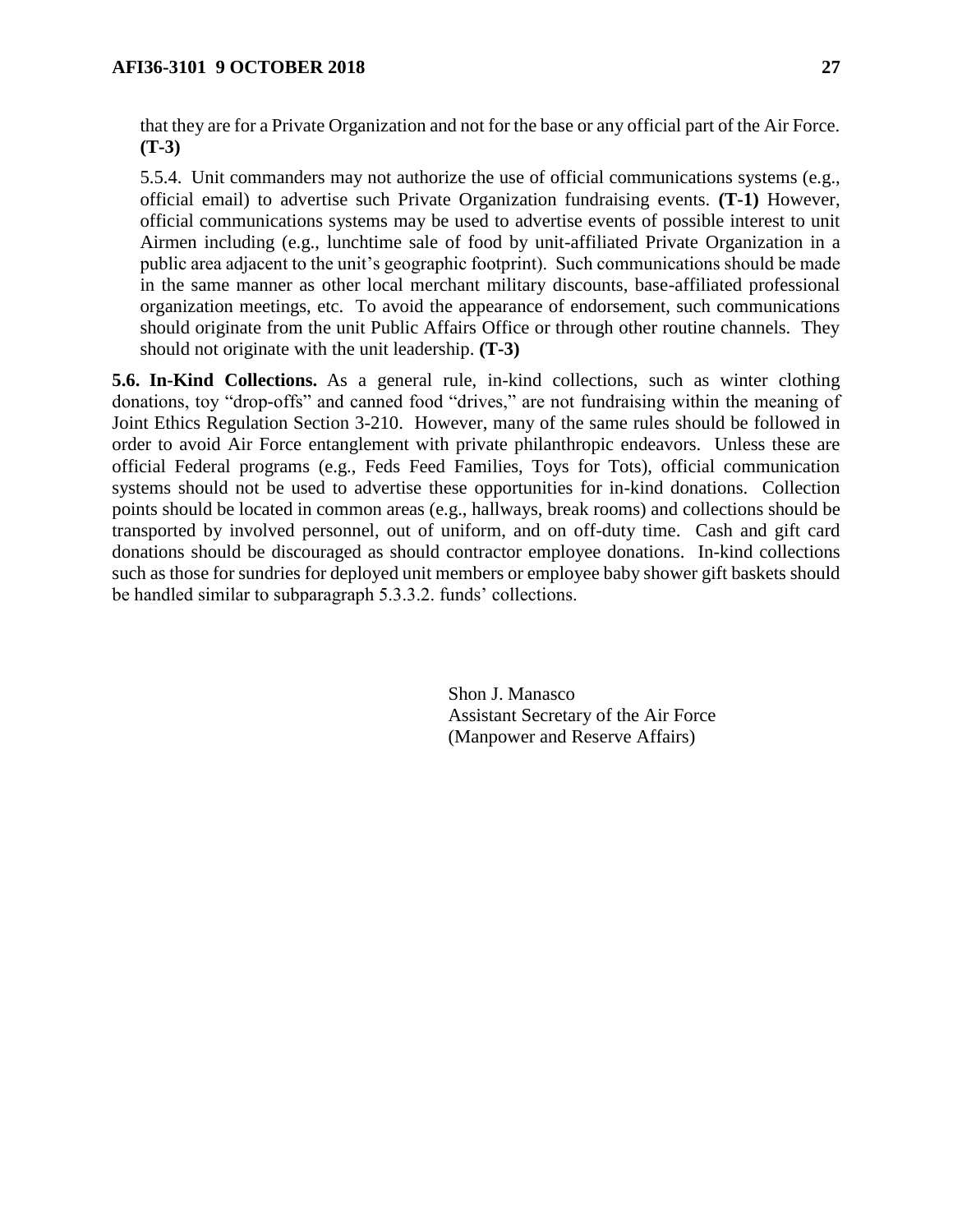that they are for a Private Organization and not for the base or any official part of the Air Force. **(T-3)**

5.5.4. Unit commanders may not authorize the use of official communications systems (e.g., official email) to advertise such Private Organization fundraising events. **(T-1)** However, official communications systems may be used to advertise events of possible interest to unit Airmen including (e.g., lunchtime sale of food by unit-affiliated Private Organization in a public area adjacent to the unit's geographic footprint). Such communications should be made in the same manner as other local merchant military discounts, base-affiliated professional organization meetings, etc. To avoid the appearance of endorsement, such communications should originate from the unit Public Affairs Office or through other routine channels. They should not originate with the unit leadership. **(T-3)**

**5.6. In-Kind Collections.** As a general rule, in-kind collections, such as winter clothing donations, toy "drop-offs" and canned food "drives," are not fundraising within the meaning of Joint Ethics Regulation Section 3-210. However, many of the same rules should be followed in order to avoid Air Force entanglement with private philanthropic endeavors. Unless these are official Federal programs (e.g., Feds Feed Families, Toys for Tots), official communication systems should not be used to advertise these opportunities for in-kind donations. Collection points should be located in common areas (e.g., hallways, break rooms) and collections should be transported by involved personnel, out of uniform, and on off-duty time. Cash and gift card donations should be discouraged as should contractor employee donations. In-kind collections such as those for sundries for deployed unit members or employee baby shower gift baskets should be handled similar to subparagraph 5.3.3.2. funds' collections.

Shon J. Manasco
Assistant Secretary of the Air Force
(Manpower and Reserve Affairs)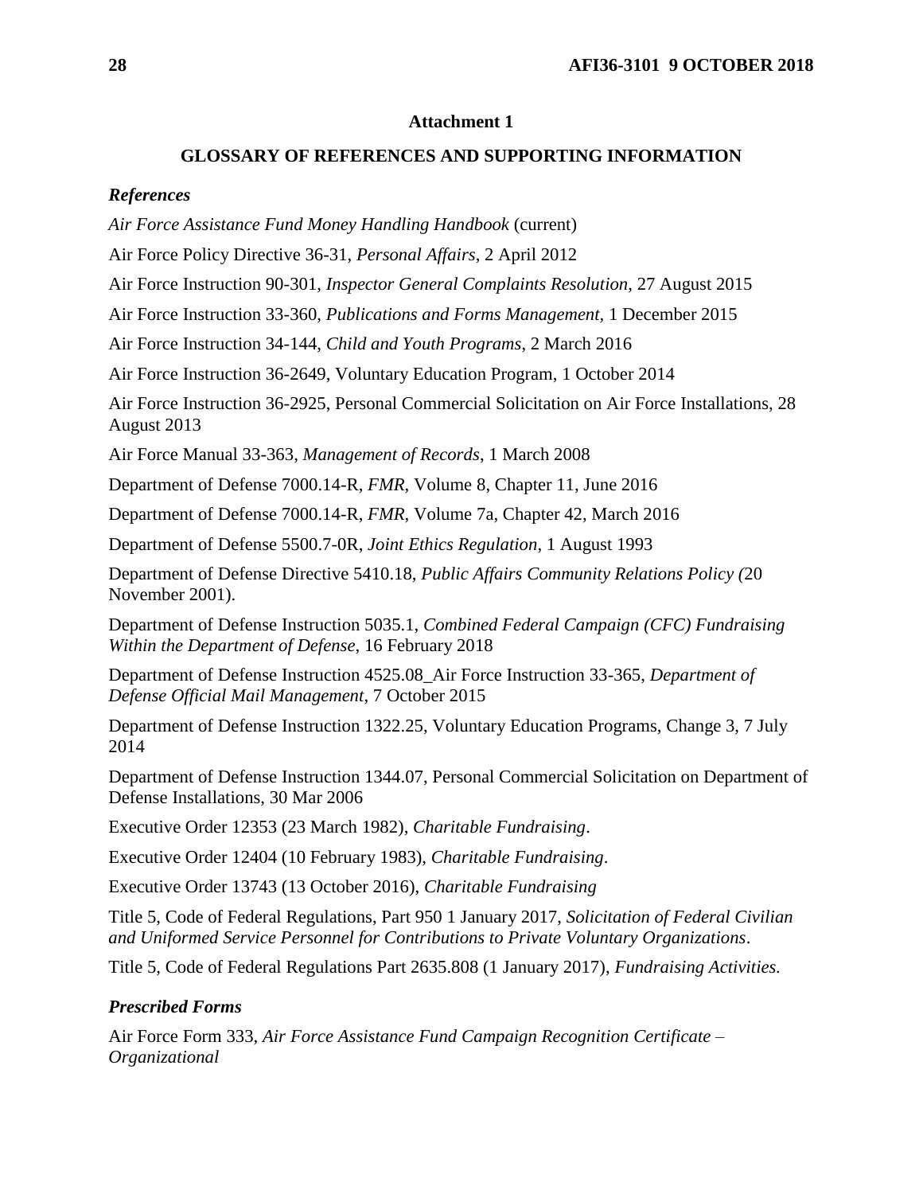## Attachment 1

## GLOSSARY OF REFERENCES AND SUPPORTING INFORMATION

### *References*

*Air Force Assistance Fund Money Handling Handbook* (current)

Air Force Policy Directive 36-31, *Personal Affairs*, 2 April 2012

Air Force Instruction 90-301, *Inspector General Complaints Resolution,* 27 August 2015

Air Force Instruction 33-360, *Publications and Forms Management,* 1 December 2015

Air Force Instruction 34-144, *Child and Youth Programs*, 2 March 2016

Air Force Instruction 36-2649, Voluntary Education Program, 1 October 2014

Air Force Instruction 36-2925, Personal Commercial Solicitation on Air Force Installations, 28 August 2013

Air Force Manual 33-363, *Management of Records*, 1 March 2008

Department of Defense 7000.14-R, *FMR*, Volume 8, Chapter 11, June 2016

Department of Defense 7000.14-R, *FMR*, Volume 7a, Chapter 42, March 2016

Department of Defense 5500.7-0R, *Joint Ethics Regulation*, 1 August 1993

Department of Defense Directive 5410.18, *Public Affairs Community Relations Policy (*20 November 2001).

Department of Defense Instruction 5035.1, *Combined Federal Campaign (CFC) Fundraising Within the Department of Defense*, 16 February 2018

Department of Defense Instruction 4525.08_Air Force Instruction 33-365, *Department of Defense Official Mail Management*, 7 October 2015

Department of Defense Instruction 1322.25, Voluntary Education Programs, Change 3, 7 July 2014

Department of Defense Instruction 1344.07, Personal Commercial Solicitation on Department of Defense Installations, 30 Mar 2006

Executive Order 12353 (23 March 1982), *Charitable Fundraising*.

Executive Order 12404 (10 February 1983), *Charitable Fundraising*.

Executive Order 13743 (13 October 2016), *Charitable Fundraising*

Title 5, Code of Federal Regulations, Part 950 1 January 2017, *Solicitation of Federal Civilian and Uniformed Service Personnel for Contributions to Private Voluntary Organizations*.

Title 5, Code of Federal Regulations Part 2635.808 (1 January 2017), *Fundraising Activities.*

### *Prescribed Forms*

Air Force Form 333, *Air Force Assistance Fund Campaign Recognition Certificate – Organizational*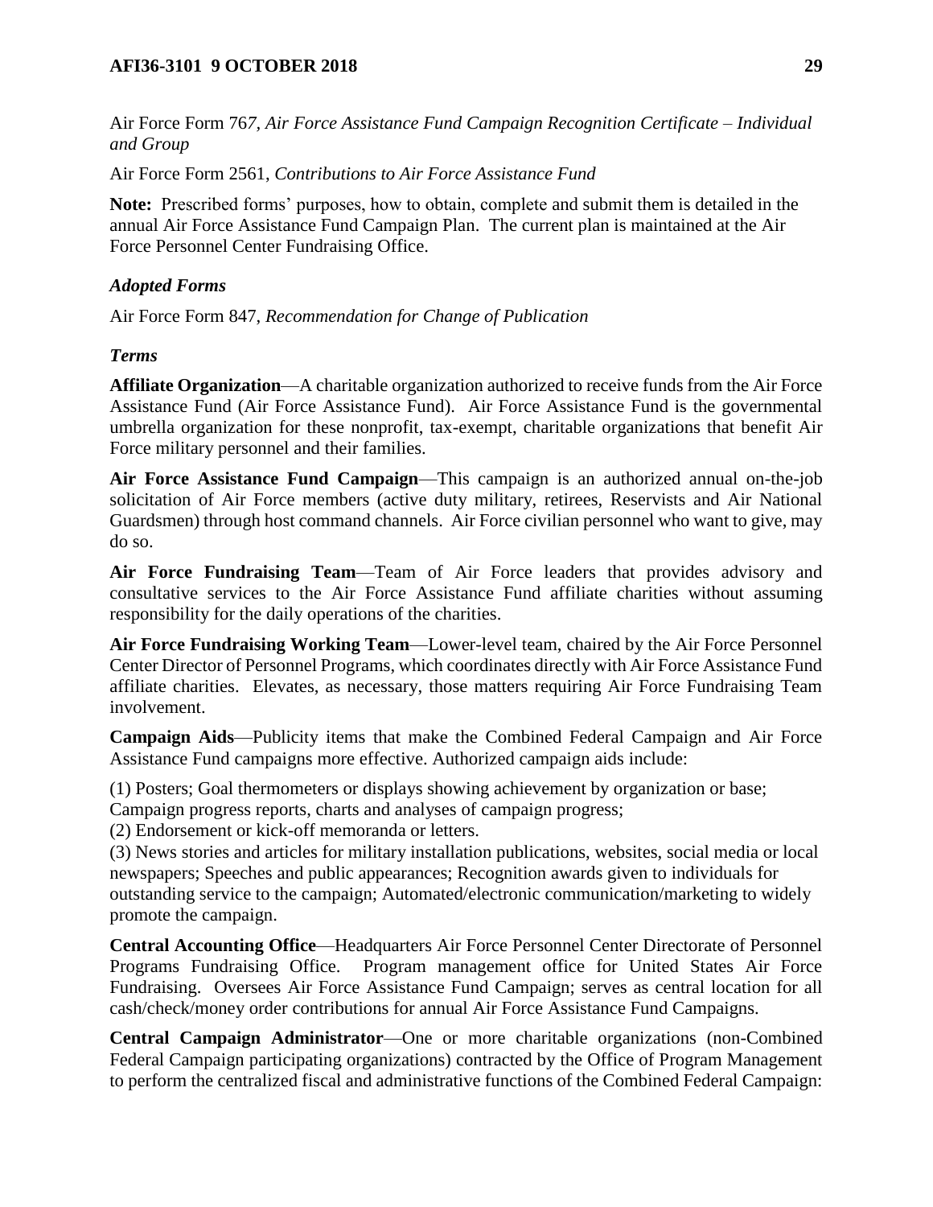Air Force Form 767, *Air Force Assistance Fund Campaign Recognition Certificate – Individual and Group*

Air Force Form 2561, *Contributions to Air Force Assistance Fund*

**Note:** Prescribed forms' purposes, how to obtain, complete and submit them is detailed in the annual Air Force Assistance Fund Campaign Plan. The current plan is maintained at the Air Force Personnel Center Fundraising Office.

### *Adopted Forms*

Air Force Form 847, *Recommendation for Change of Publication*

### *Terms*

**Affiliate Organization**—A charitable organization authorized to receive funds from the Air Force Assistance Fund (Air Force Assistance Fund). Air Force Assistance Fund is the governmental umbrella organization for these nonprofit, tax-exempt, charitable organizations that benefit Air Force military personnel and their families.

**Air Force Assistance Fund Campaign**—This campaign is an authorized annual on-the-job solicitation of Air Force members (active duty military, retirees, Reservists and Air National Guardsmen) through host command channels. Air Force civilian personnel who want to give, may do so.

**Air Force Fundraising Team**—Team of Air Force leaders that provides advisory and consultative services to the Air Force Assistance Fund affiliate charities without assuming responsibility for the daily operations of the charities.

**Air Force Fundraising Working Team**—Lower-level team, chaired by the Air Force Personnel Center Director of Personnel Programs, which coordinates directly with Air Force Assistance Fund affiliate charities. Elevates, as necessary, those matters requiring Air Force Fundraising Team involvement.

**Campaign Aids**—Publicity items that make the Combined Federal Campaign and Air Force Assistance Fund campaigns more effective. Authorized campaign aids include:

(1) Posters; Goal thermometers or displays showing achievement by organization or base; Campaign progress reports, charts and analyses of campaign progress;
(2) Endorsement or kick-off memoranda or letters.
(3) News stories and articles for military installation publications, websites, social media or local newspapers; Speeches and public appearances; Recognition awards given to individuals for outstanding service to the campaign; Automated/electronic communication/marketing to widely promote the campaign.

**Central Accounting Office**—Headquarters Air Force Personnel Center Directorate of Personnel Programs Fundraising Office. Program management office for United States Air Force Fundraising. Oversees Air Force Assistance Fund Campaign; serves as central location for all cash/check/money order contributions for annual Air Force Assistance Fund Campaigns.

**Central Campaign Administrator**—One or more charitable organizations (non-Combined Federal Campaign participating organizations) contracted by the Office of Program Management to perform the centralized fiscal and administrative functions of the Combined Federal Campaign: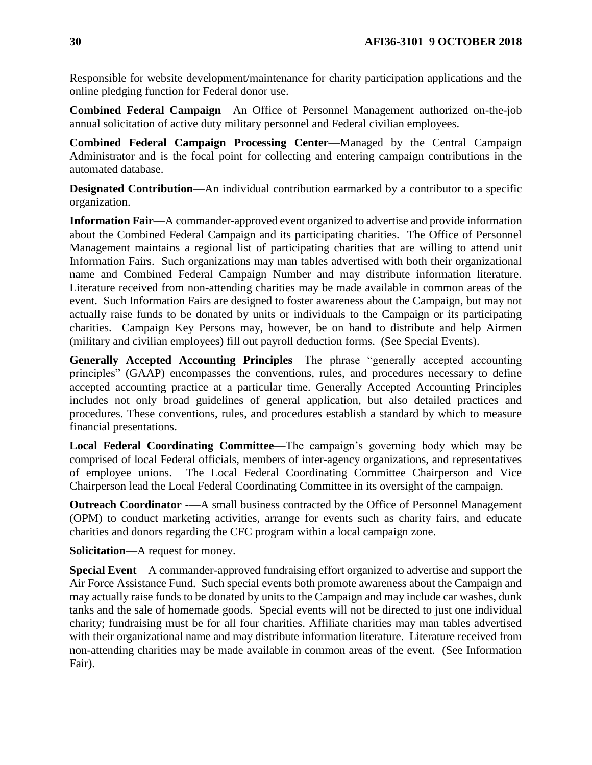Responsible for website development/maintenance for charity participation applications and the online pledging function for Federal donor use.

**Combined Federal Campaign**—An Office of Personnel Management authorized on-the-job annual solicitation of active duty military personnel and Federal civilian employees.

**Combined Federal Campaign Processing Center**—Managed by the Central Campaign Administrator and is the focal point for collecting and entering campaign contributions in the automated database.

**Designated Contribution**—An individual contribution earmarked by a contributor to a specific organization.

**Information Fair**—A commander-approved event organized to advertise and provide information about the Combined Federal Campaign and its participating charities. The Office of Personnel Management maintains a regional list of participating charities that are willing to attend unit Information Fairs. Such organizations may man tables advertised with both their organizational name and Combined Federal Campaign Number and may distribute information literature. Literature received from non-attending charities may be made available in common areas of the event. Such Information Fairs are designed to foster awareness about the Campaign, but may not actually raise funds to be donated by units or individuals to the Campaign or its participating charities. Campaign Key Persons may, however, be on hand to distribute and help Airmen (military and civilian employees) fill out payroll deduction forms. (See Special Events).

**Generally Accepted Accounting Principles**—The phrase "generally accepted accounting principles" (GAAP) encompasses the conventions, rules, and procedures necessary to define accepted accounting practice at a particular time. Generally Accepted Accounting Principles includes not only broad guidelines of general application, but also detailed practices and procedures. These conventions, rules, and procedures establish a standard by which to measure financial presentations.

**Local Federal Coordinating Committee**—The campaign's governing body which may be comprised of local Federal officials, members of inter-agency organizations, and representatives of employee unions. The Local Federal Coordinating Committee Chairperson and Vice Chairperson lead the Local Federal Coordinating Committee in its oversight of the campaign.

**Outreach Coordinator -**—A small business contracted by the Office of Personnel Management (OPM) to conduct marketing activities, arrange for events such as charity fairs, and educate charities and donors regarding the CFC program within a local campaign zone.

**Solicitation**—A request for money.

**Special Event**—A commander-approved fundraising effort organized to advertise and support the Air Force Assistance Fund. Such special events both promote awareness about the Campaign and may actually raise funds to be donated by units to the Campaign and may include car washes, dunk tanks and the sale of homemade goods. Special events will not be directed to just one individual charity; fundraising must be for all four charities. Affiliate charities may man tables advertised with their organizational name and may distribute information literature. Literature received from non-attending charities may be made available in common areas of the event. (See Information Fair).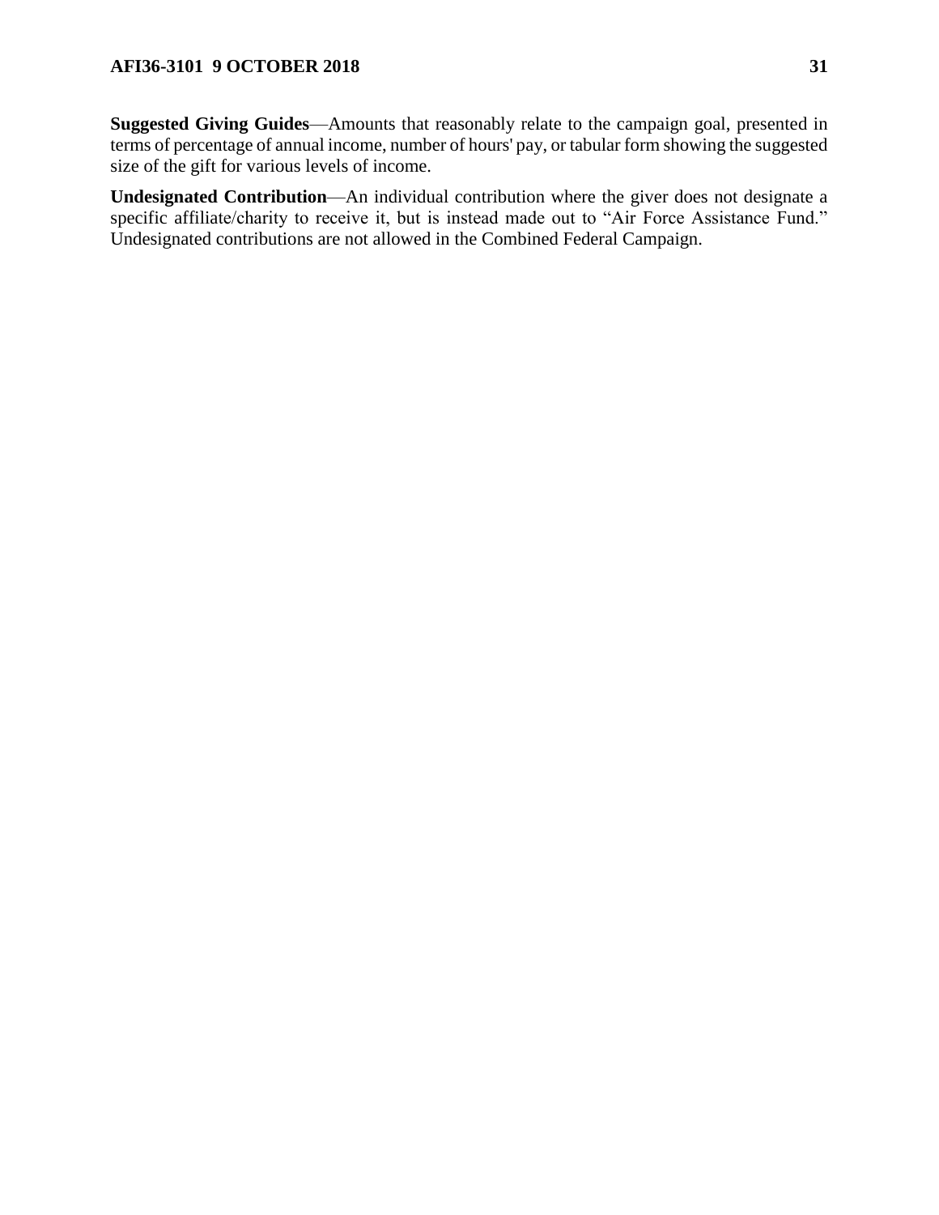**Suggested Giving Guides**—Amounts that reasonably relate to the campaign goal, presented in terms of percentage of annual income, number of hours' pay, or tabular form showing the suggested size of the gift for various levels of income.

**Undesignated Contribution**—An individual contribution where the giver does not designate a specific affiliate/charity to receive it, but is instead made out to "Air Force Assistance Fund." Undesignated contributions are not allowed in the Combined Federal Campaign.